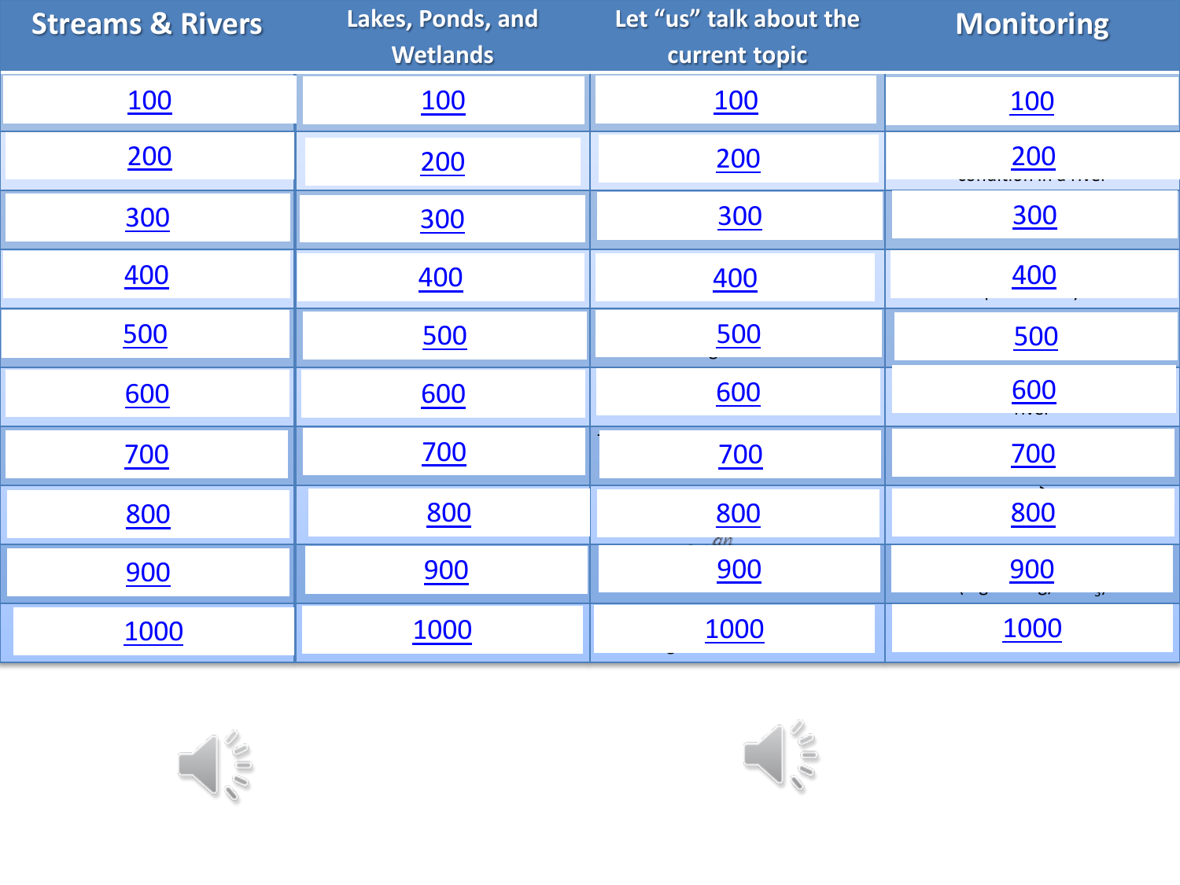| Streams & Rivers | Lakes, Ponds, and Wetlands | Let "us" talk about the current topic | Monitoring |
|---|---|---|---|
| 100 | 100 | 100 | 100 |
| 200 | 200 | 200 | 200 |
| 300 | 300 | 300 | 300 |
| 400 | 400 | 400 | 400 |
| 500 | 500 | 500 | 500 |
| 600 | 600 | 600 | 600 |
| 700 | 700 | 700 | 700 |
| 800 | 800 | 800 | 800 |
| 900 | 900 | 900 | 900 |
| 1000 | 1000 | 1000 | 1000 |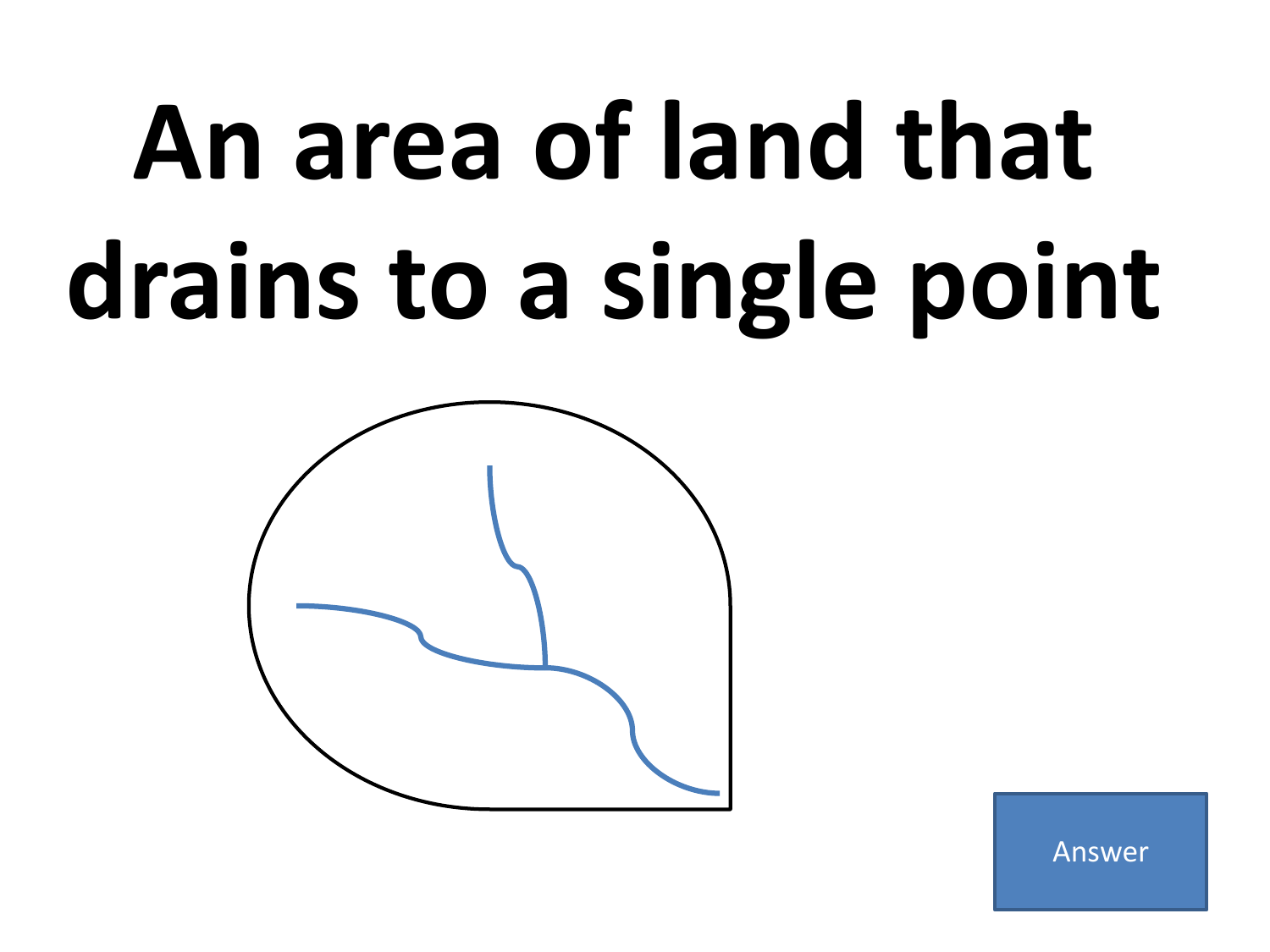# An area of land that drains to a single point

Answer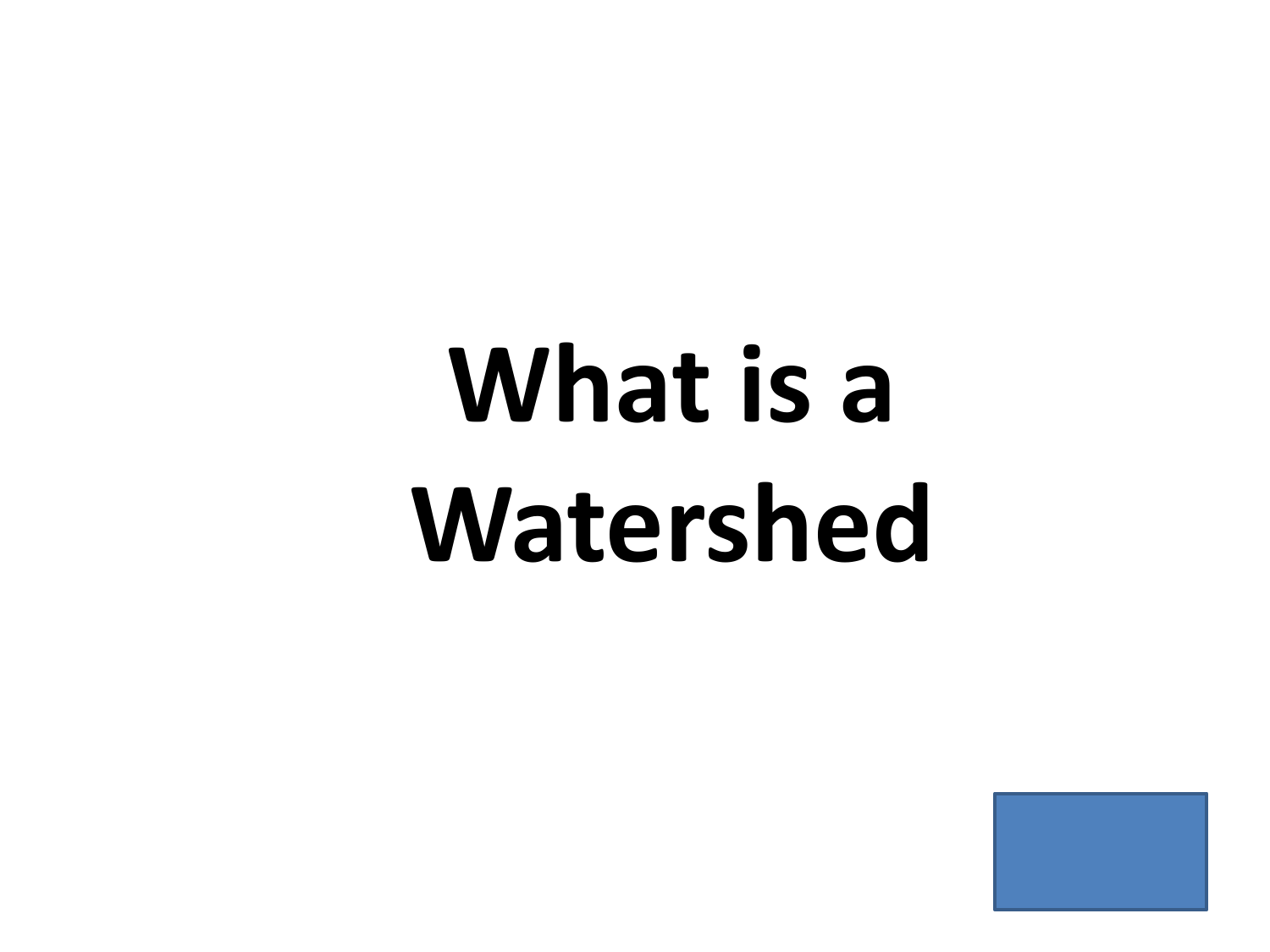# What is a Watershed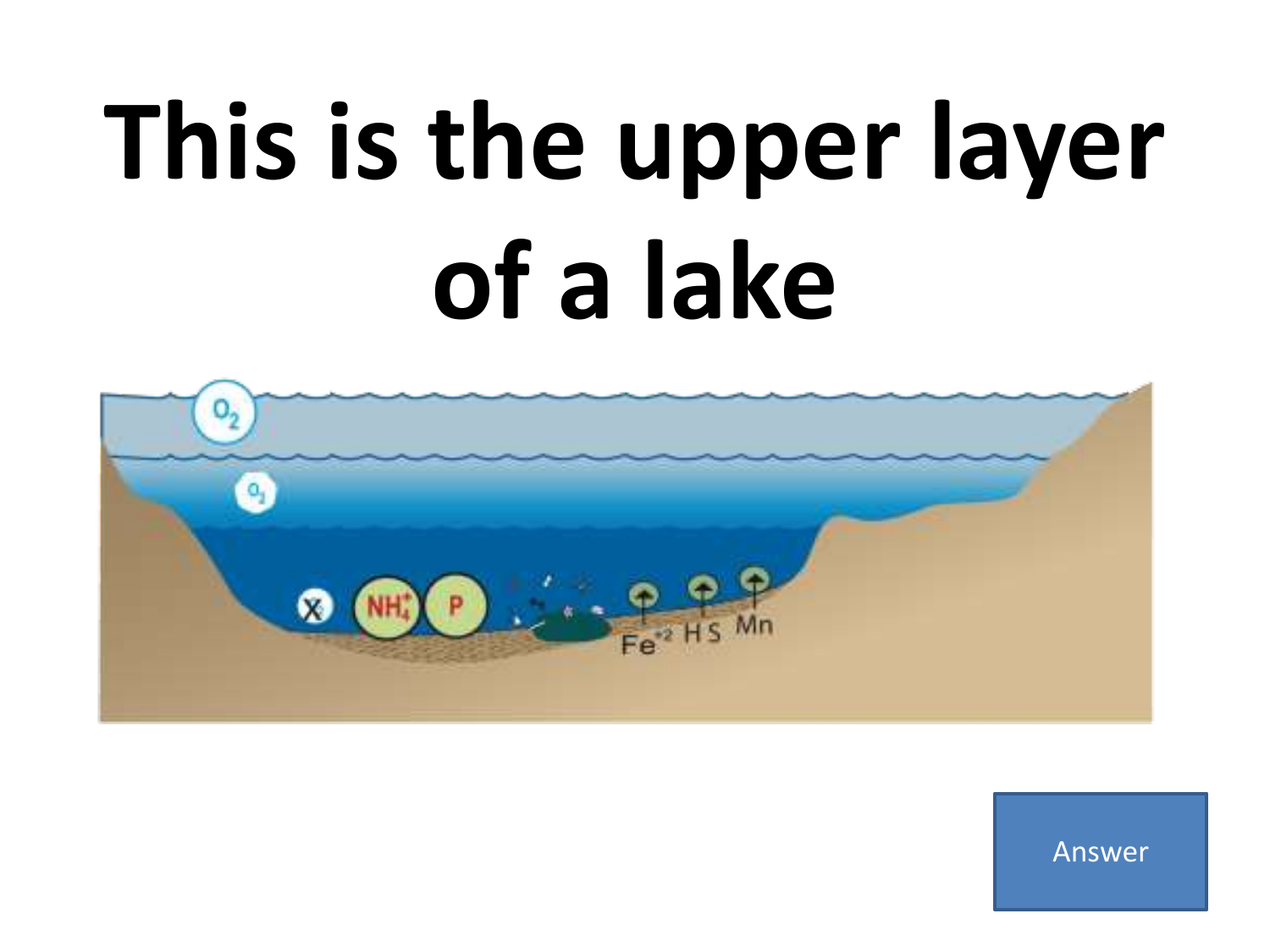# This is the upper layer of a lake

Answer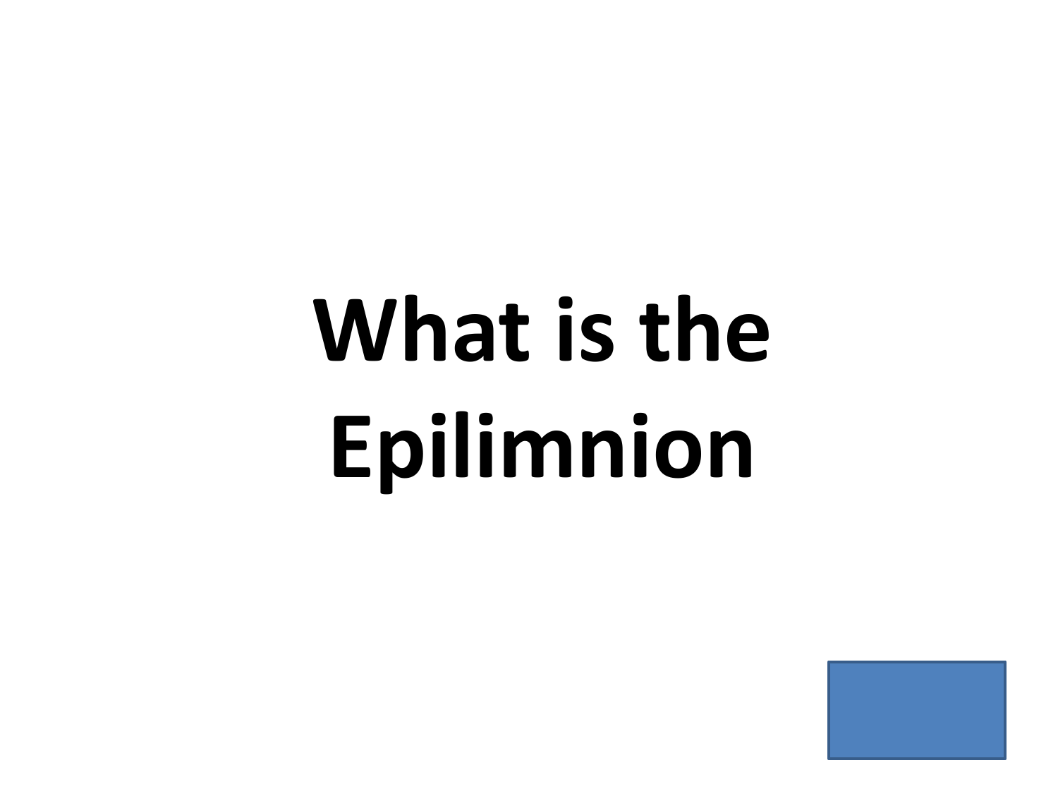**What is the Epilimnion**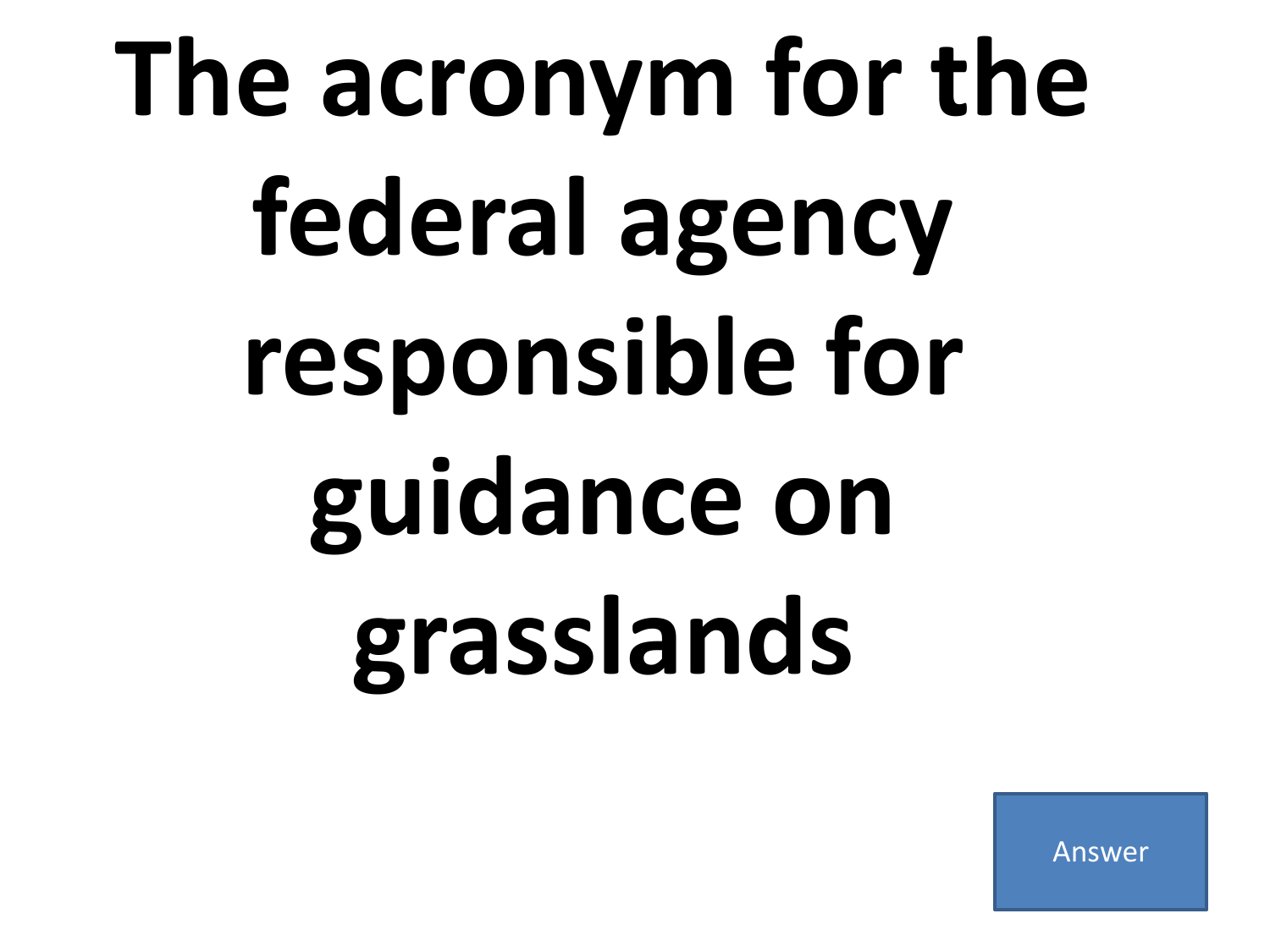# The acronym for the federal agency responsible for guidance on grasslands

Answer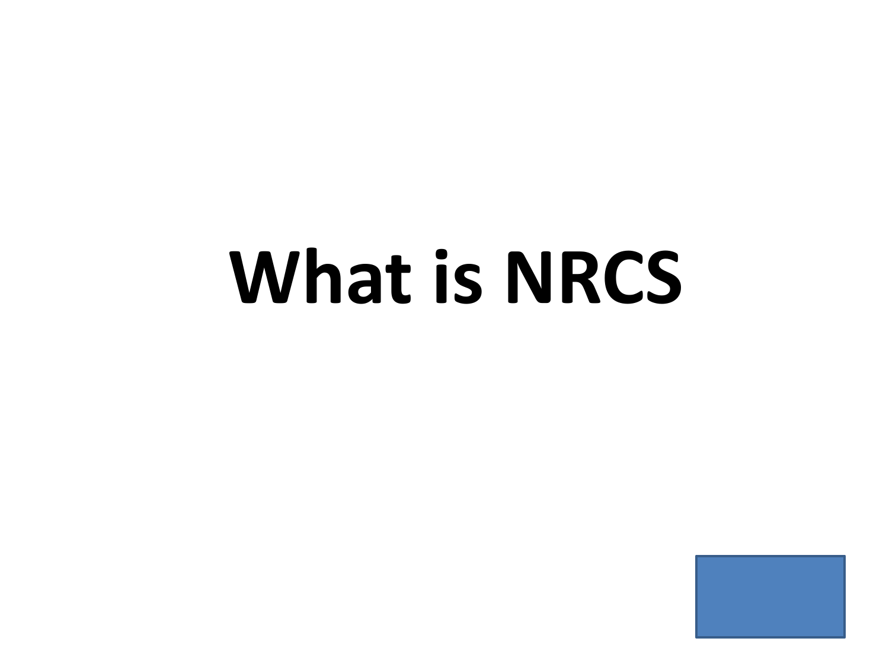# What is NRCS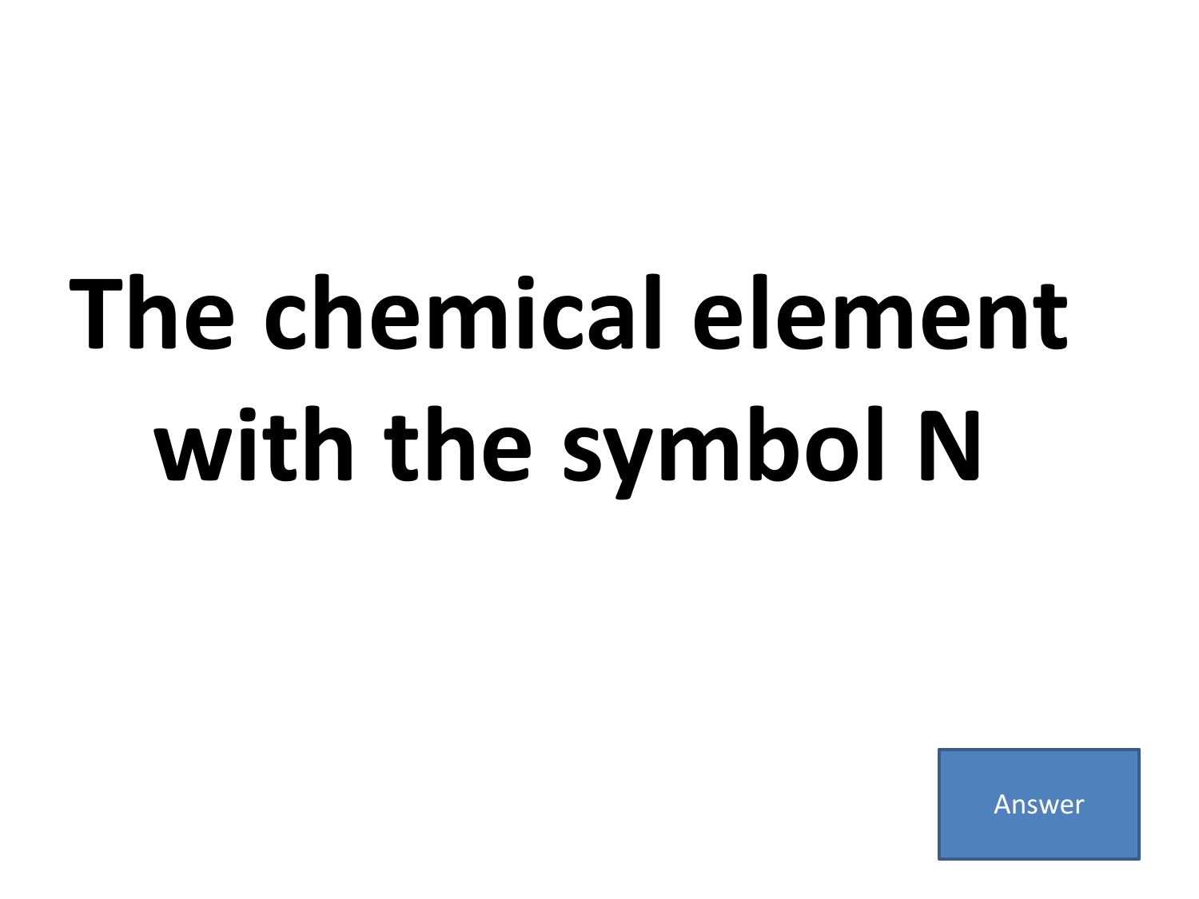# The chemical element with the symbol N

Answer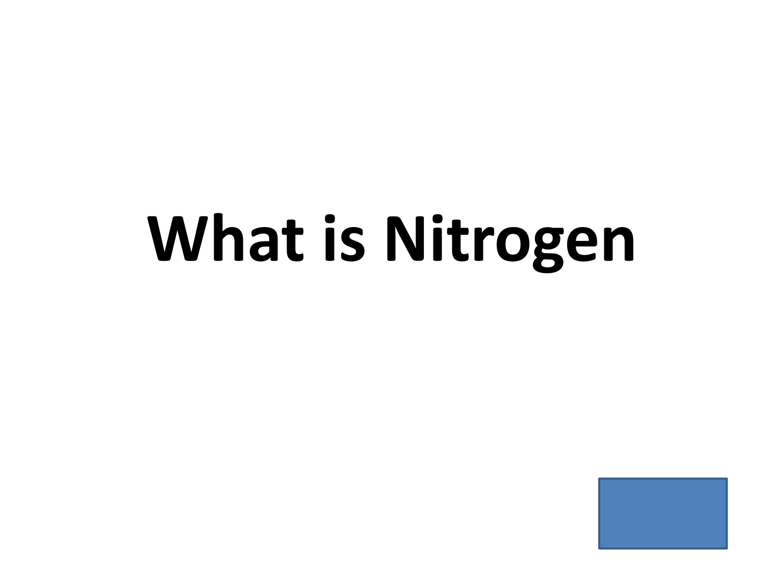# What is Nitrogen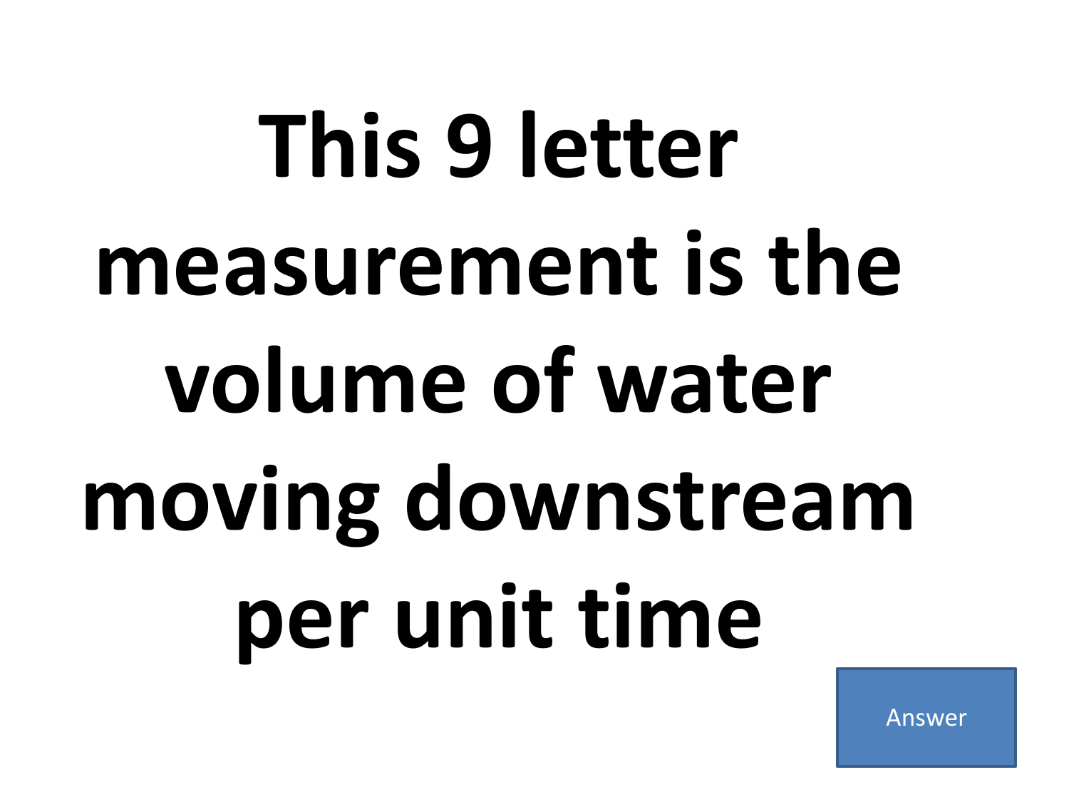# This 9 letter measurement is the volume of water moving downstream per unit time

Answer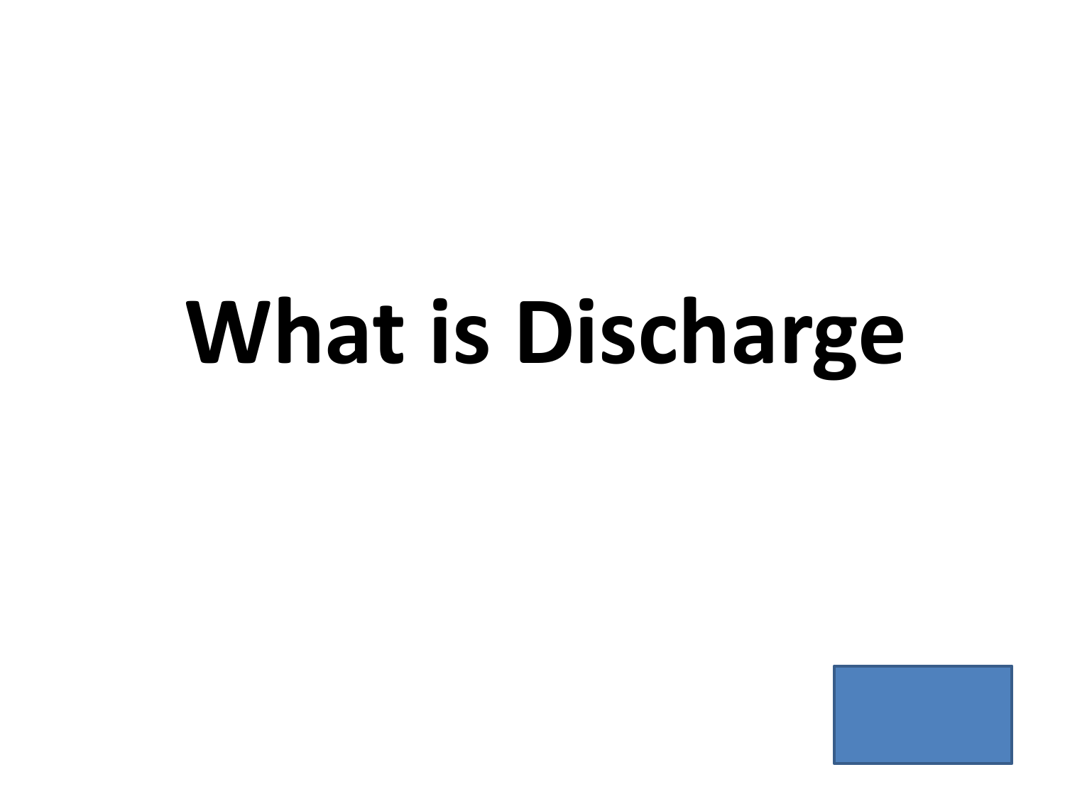# What is Discharge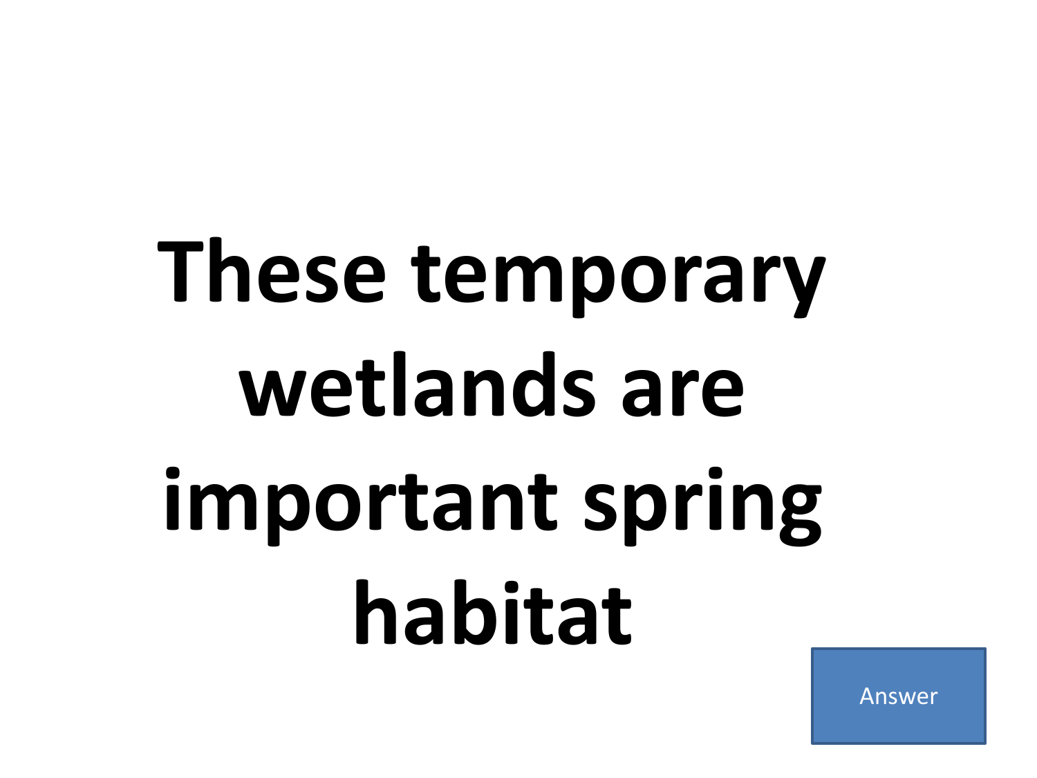# These temporary wetlands are important spring habitat

Answer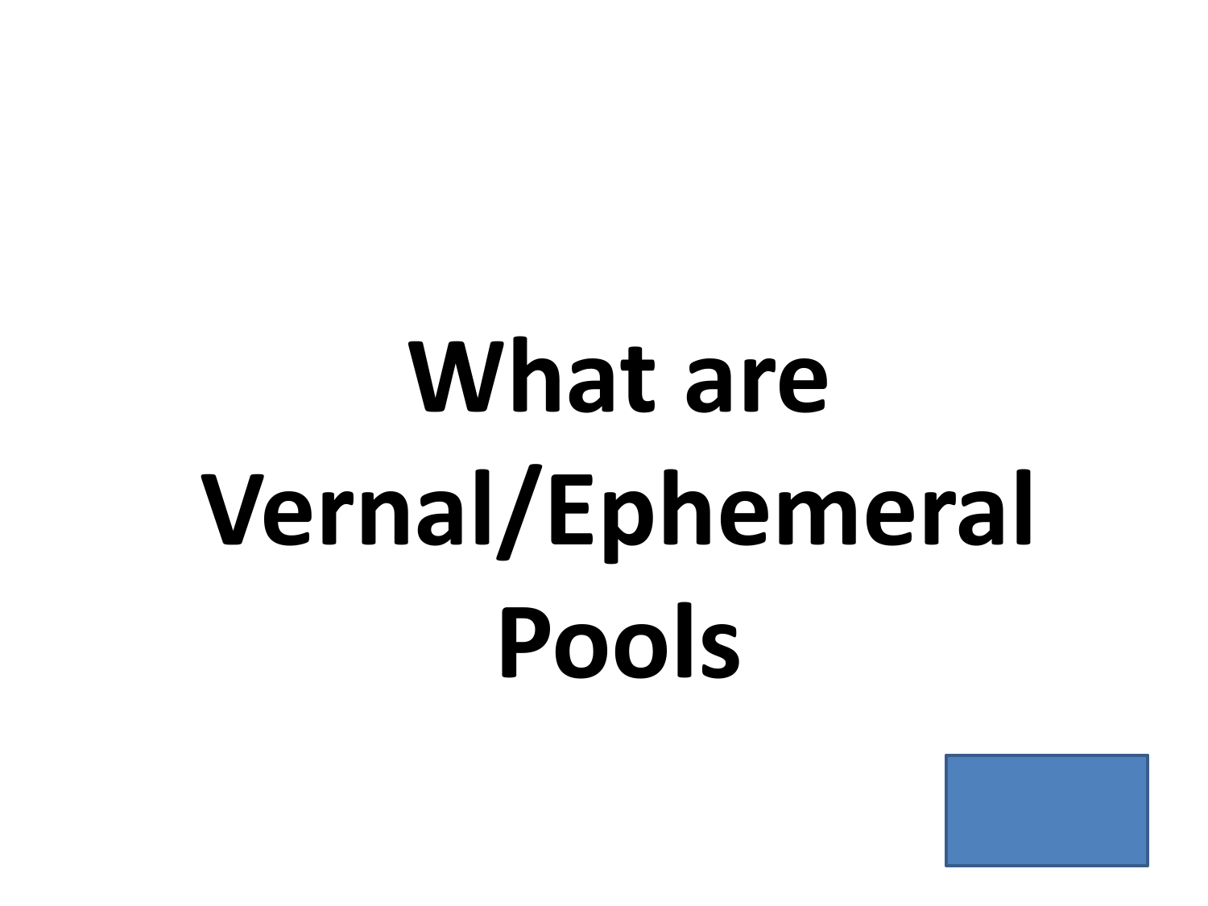# What are Vernal/Ephemeral Pools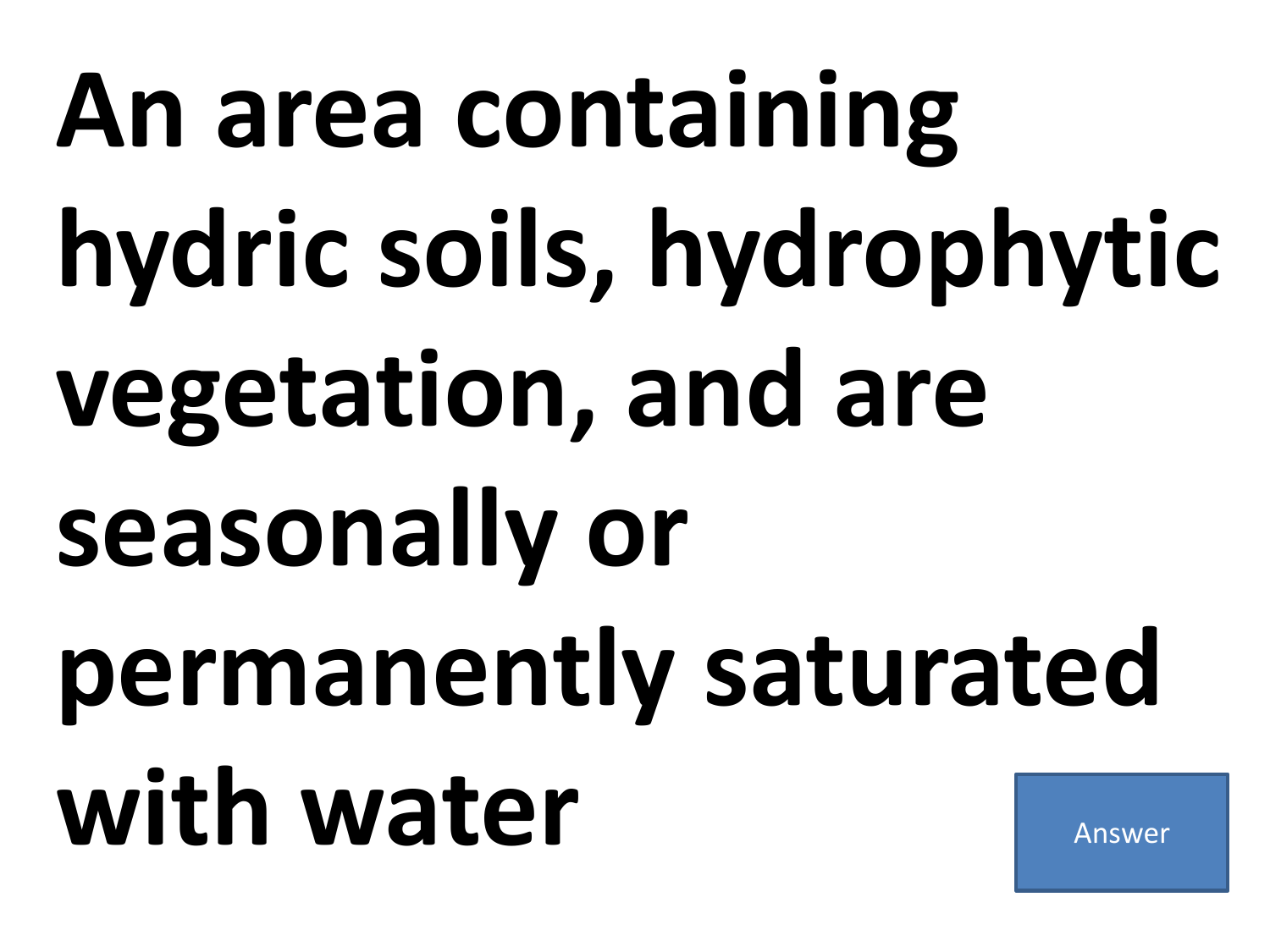# An area containing hydric soils, hydrophytic vegetation, and are seasonally or permanently saturated with water

Answer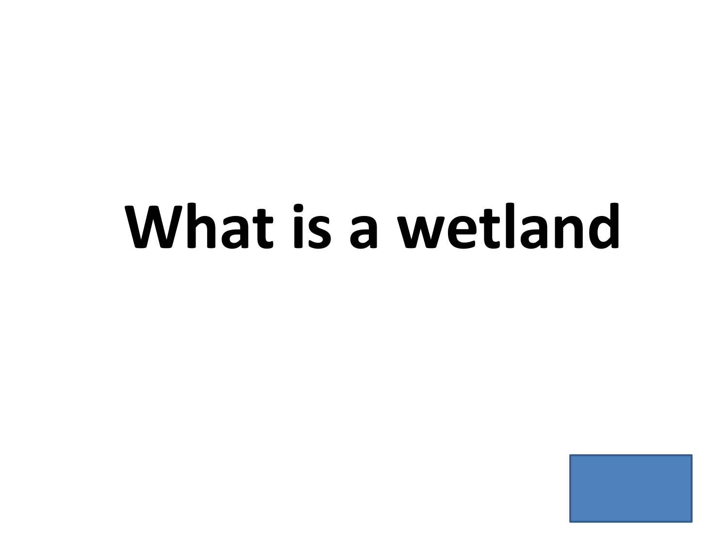# What is a wetland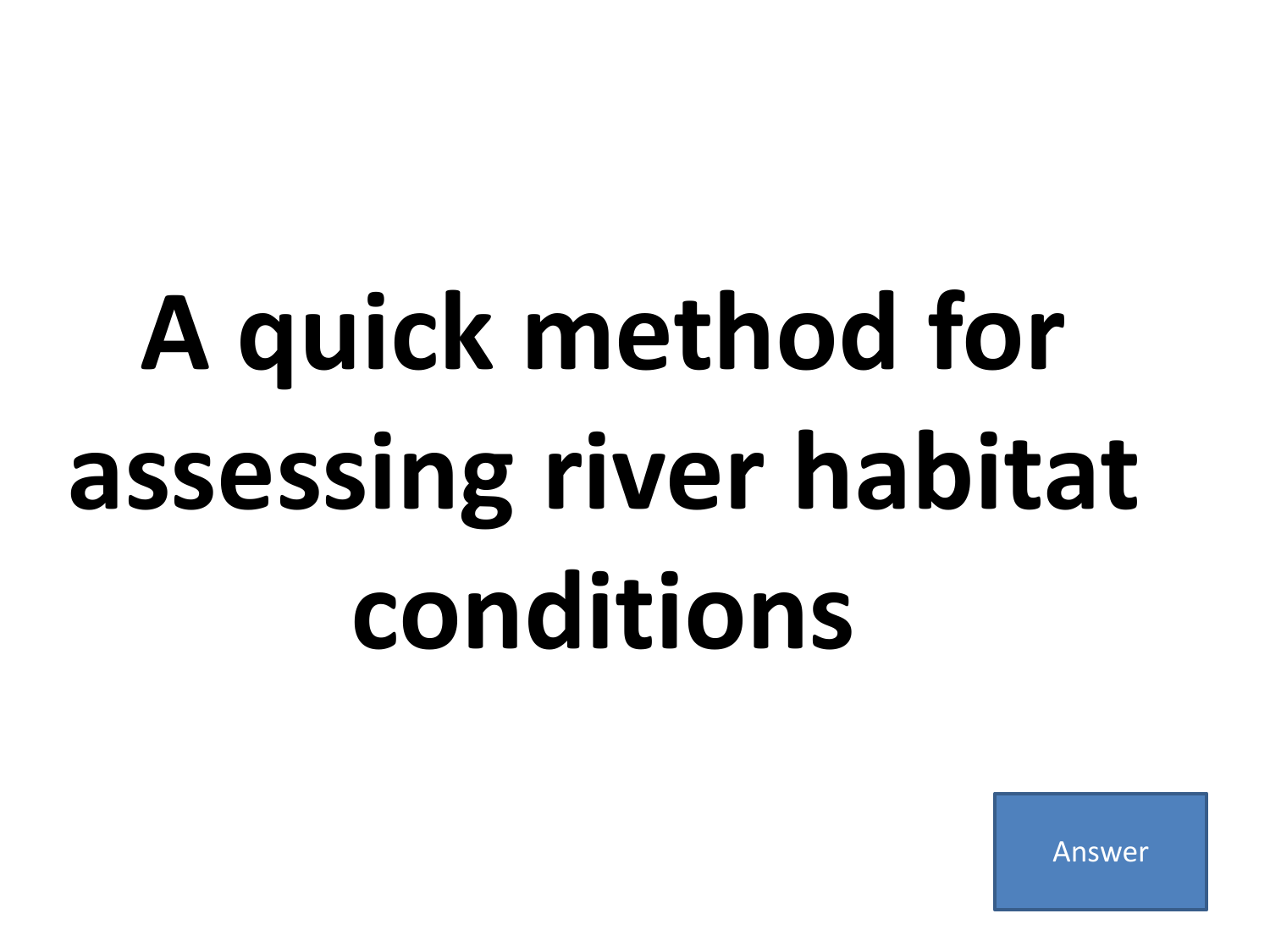# A quick method for assessing river habitat conditions

Answer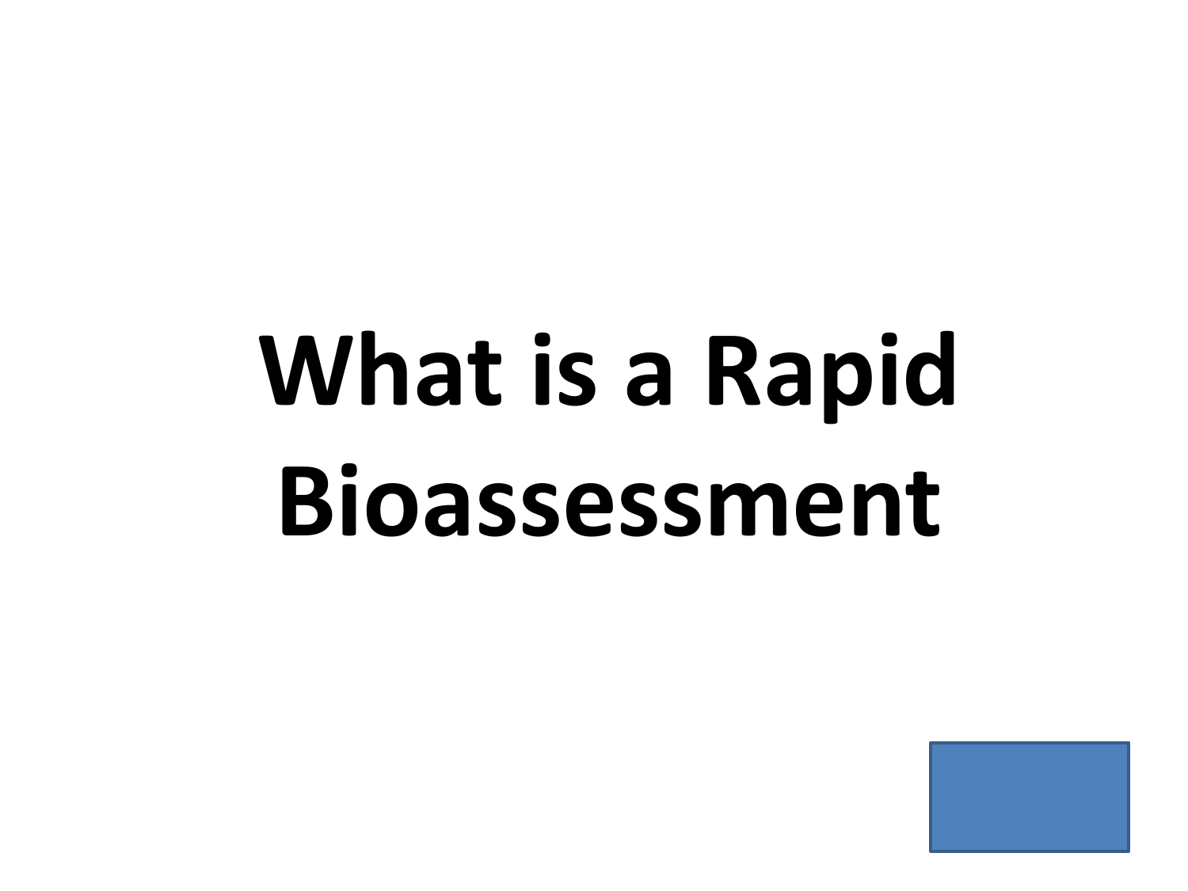# What is a Rapid Bioassessment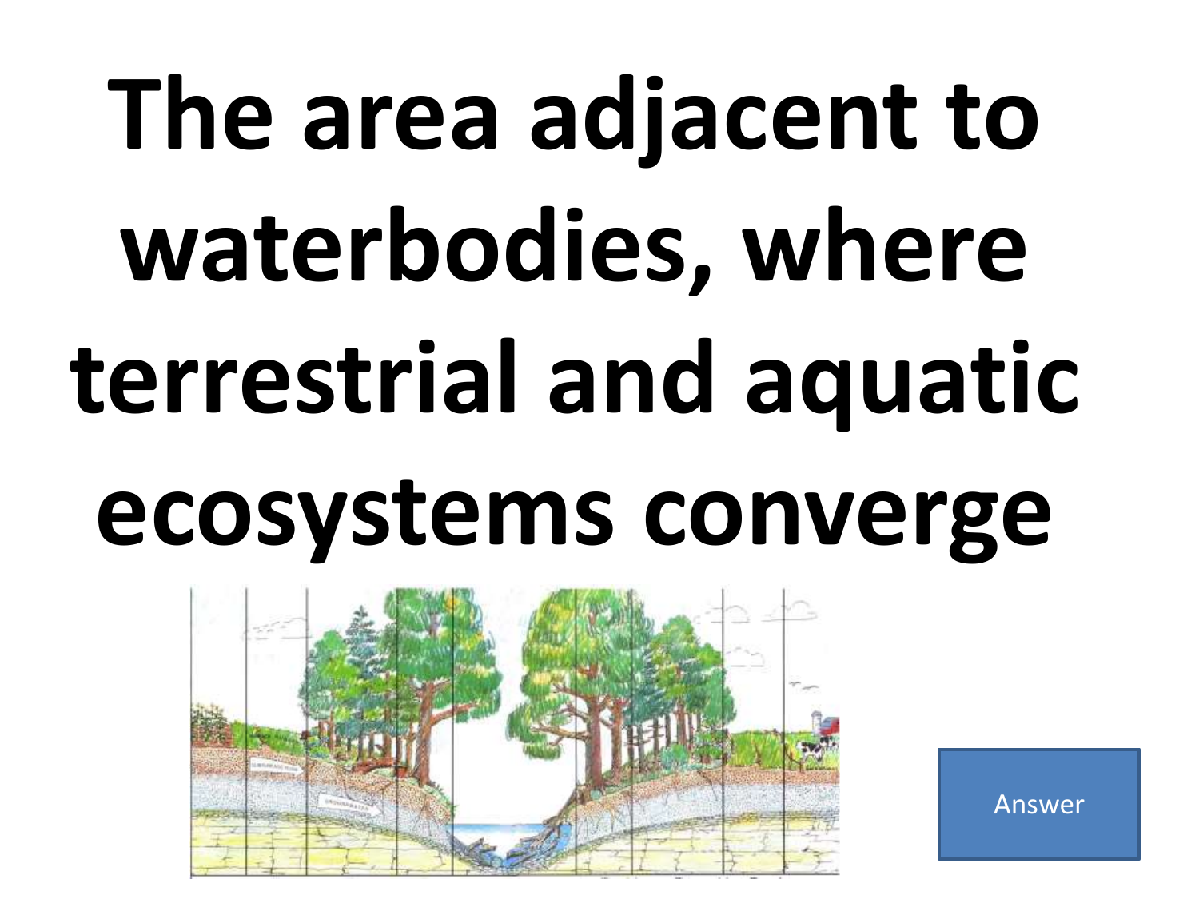# The area adjacent to waterbodies, where terrestrial and aquatic ecosystems converge

Answer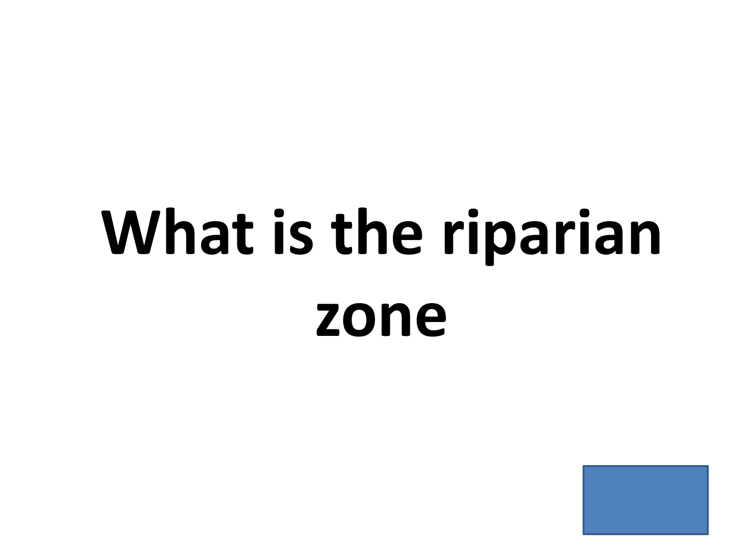# What is the riparian zone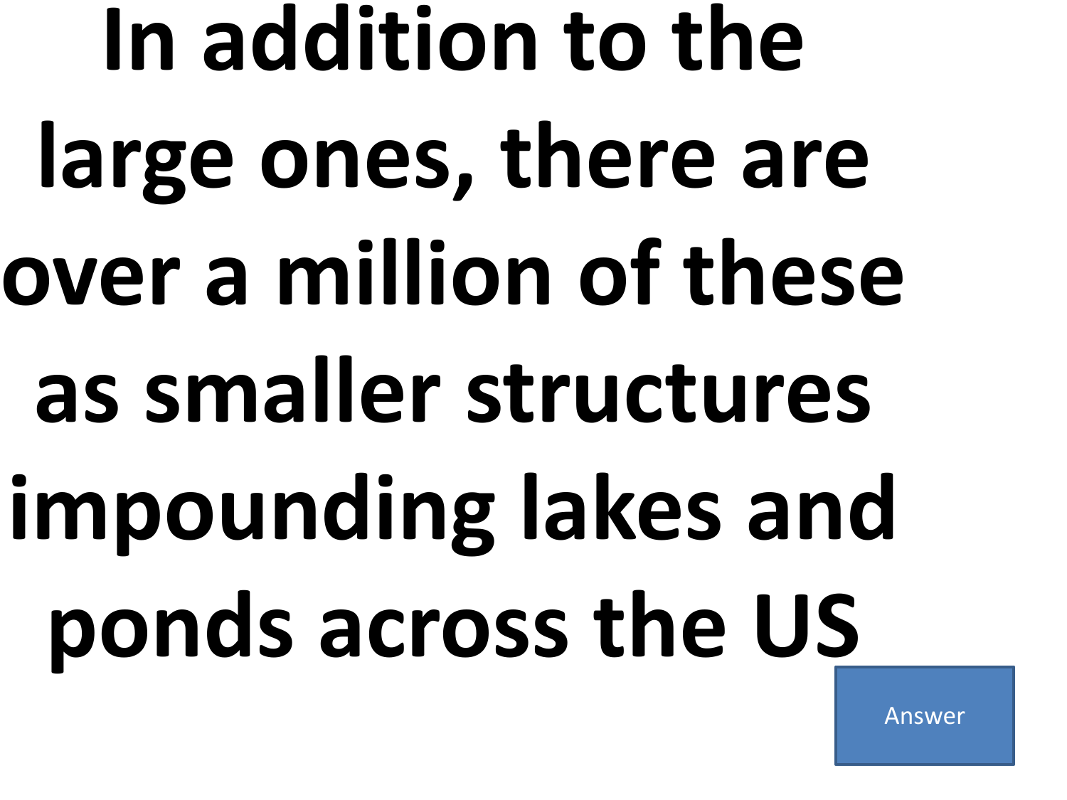**In addition to the large ones, there are over a million of these as smaller structures impounding lakes and ponds across the US**

Answer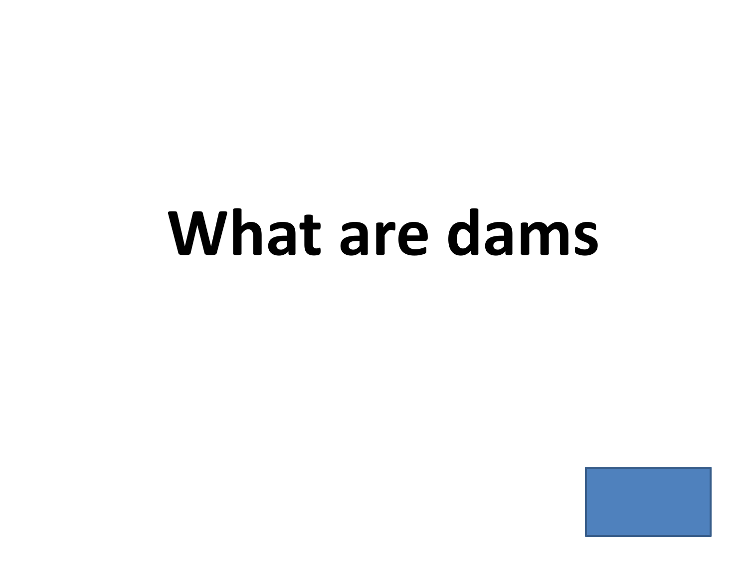# What are dams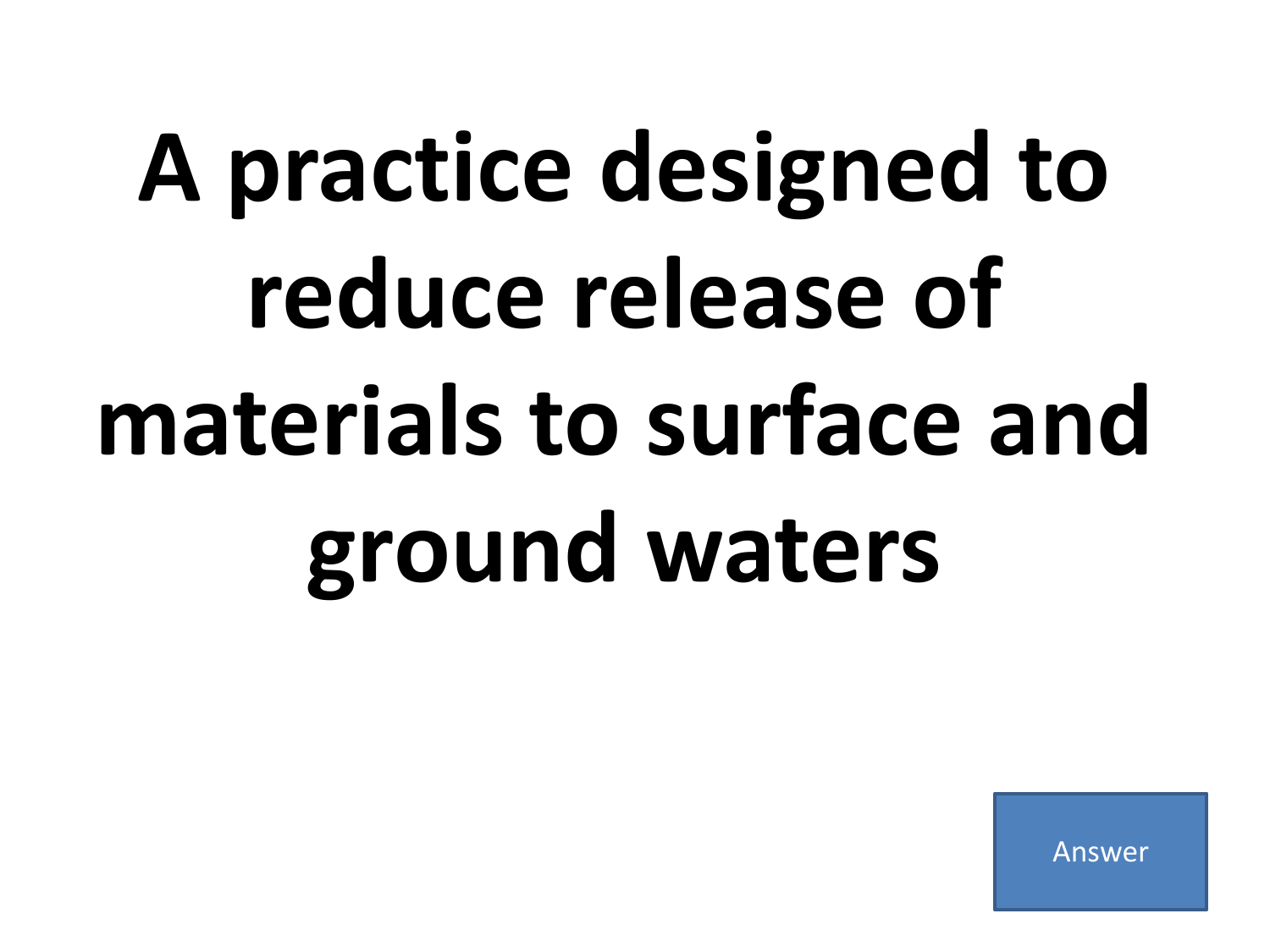# A practice designed to reduce release of materials to surface and ground waters

Answer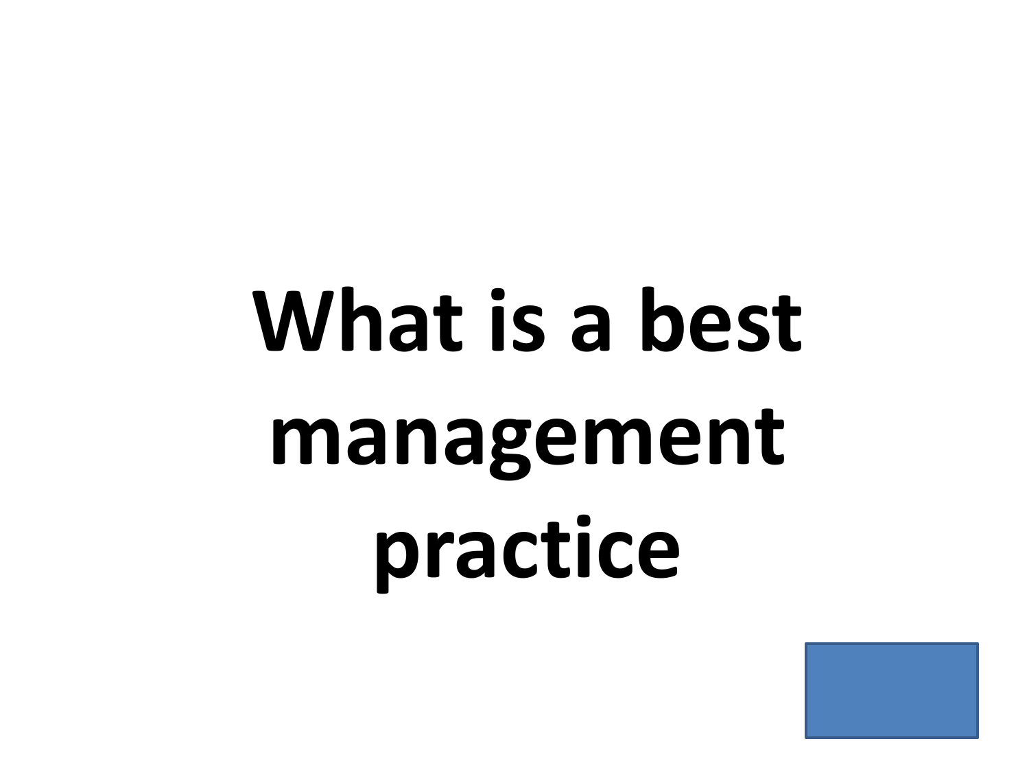# What is a best management practice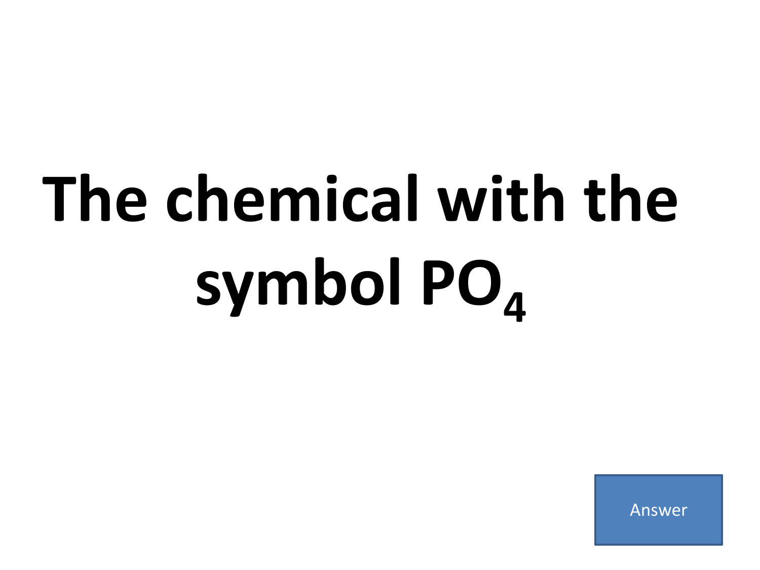# The chemical with the symbol $PO_4$

Answer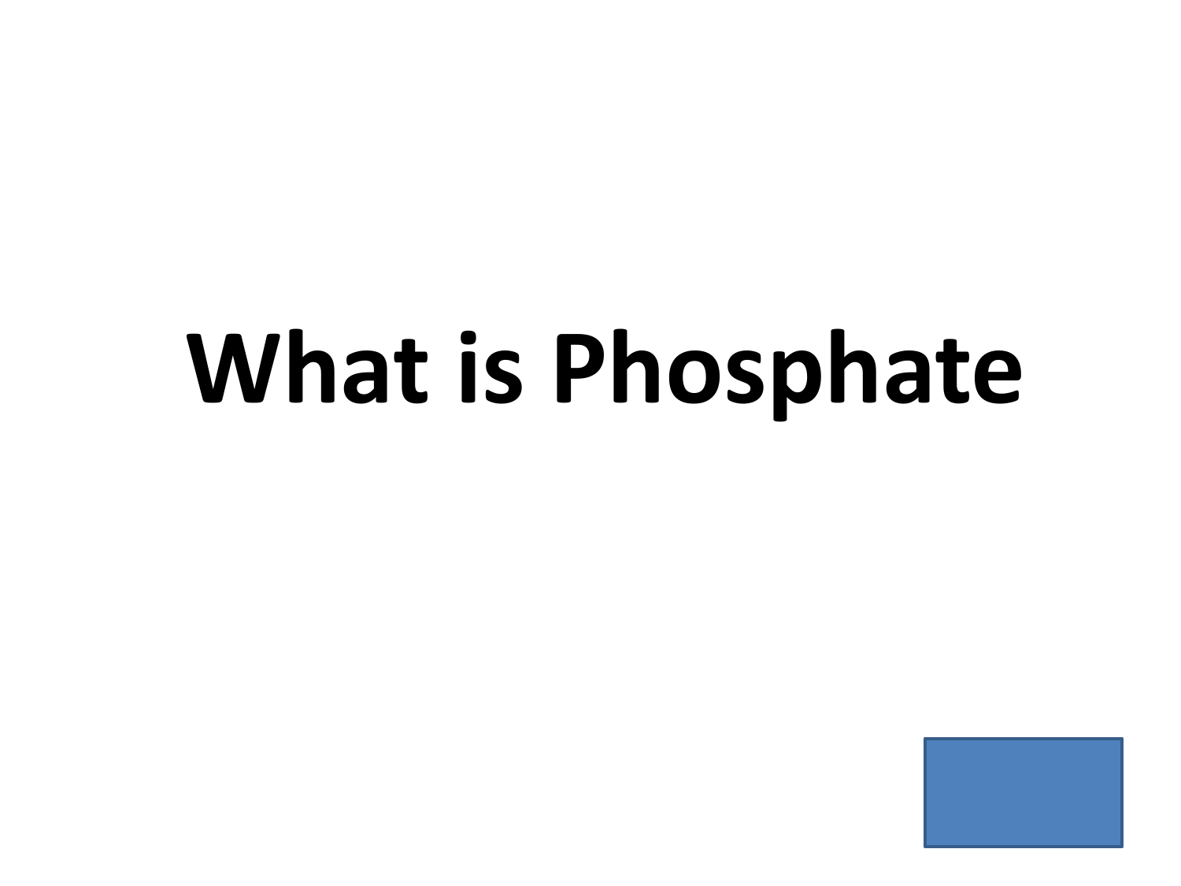# What is Phosphate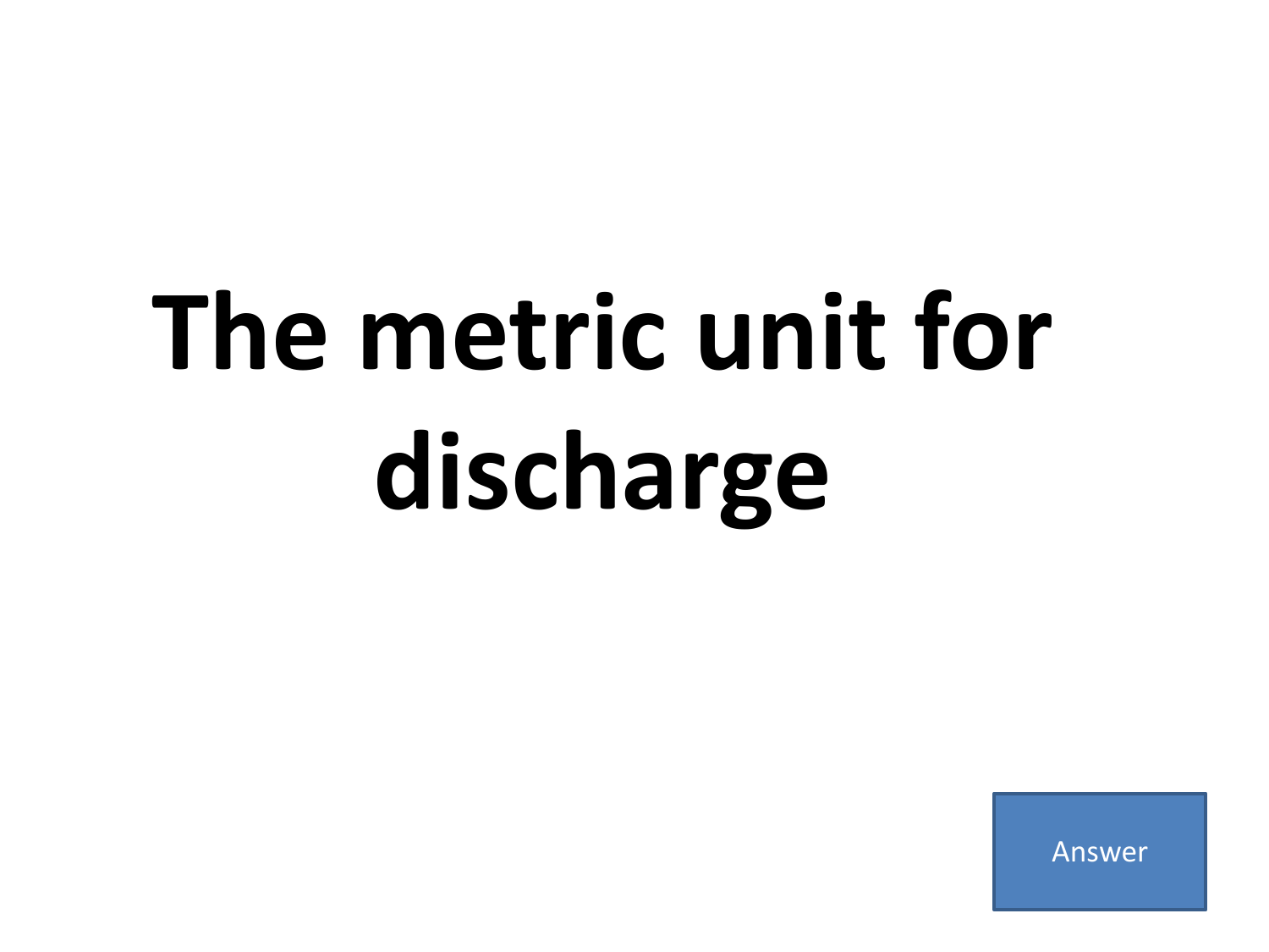# The metric unit for discharge

Answer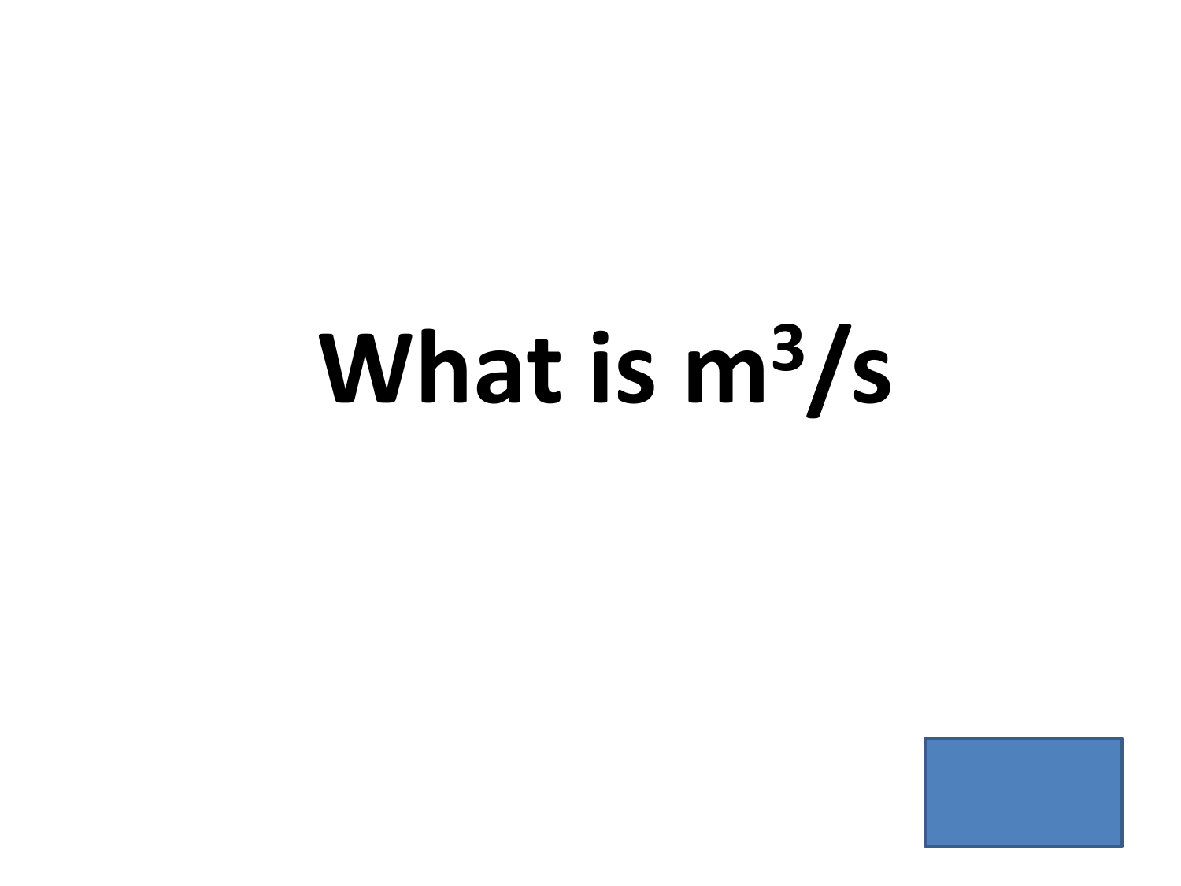**What is $m^3/s$**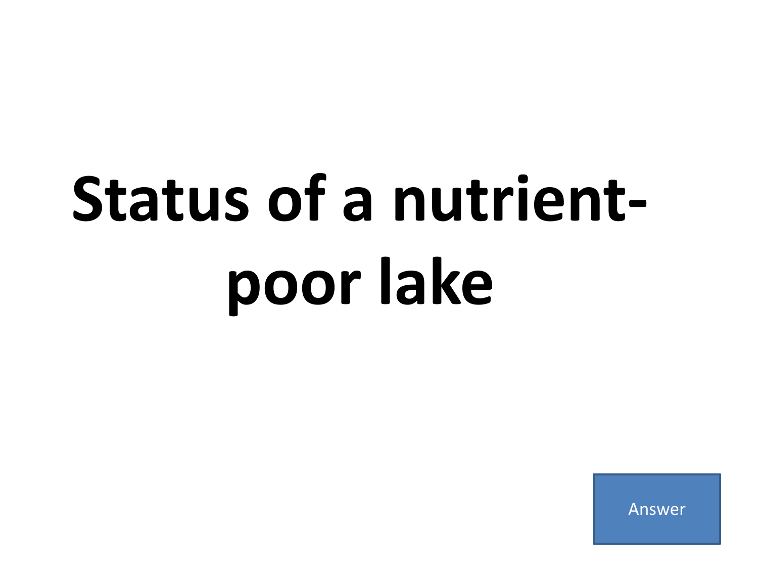# Status of a nutrient-poor lake

Answer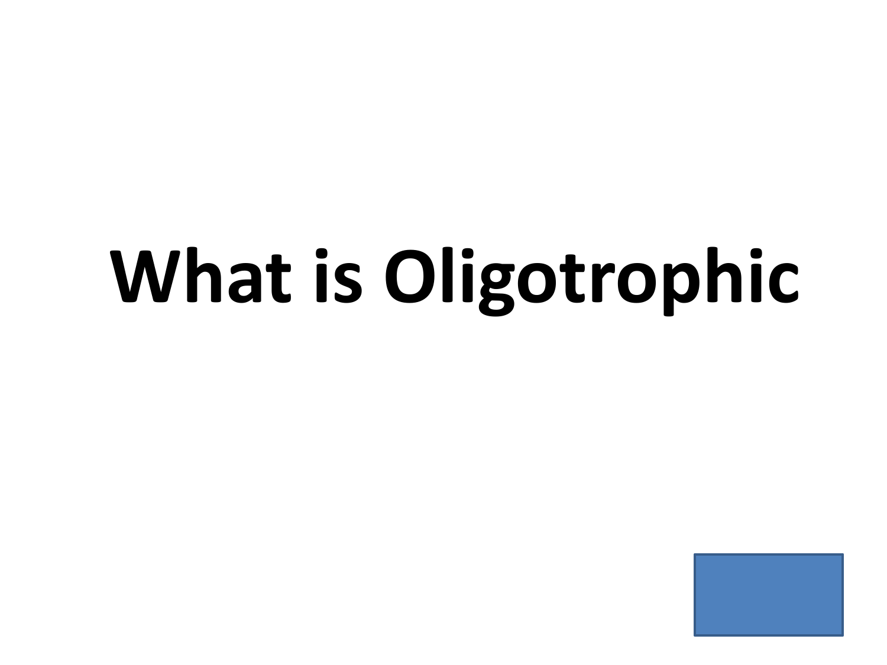# What is Oligotrophic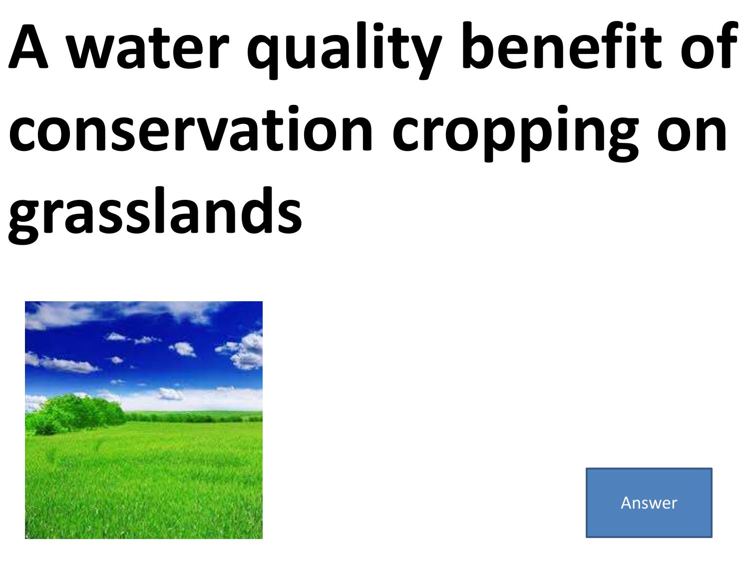# A water quality benefit of conservation cropping on grasslands

Answer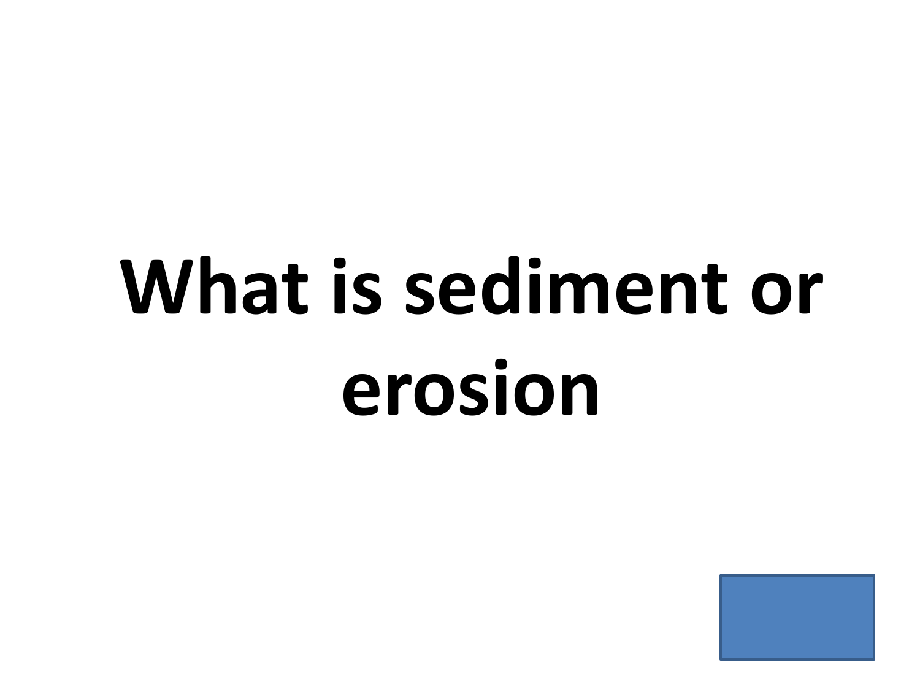# What is sediment or erosion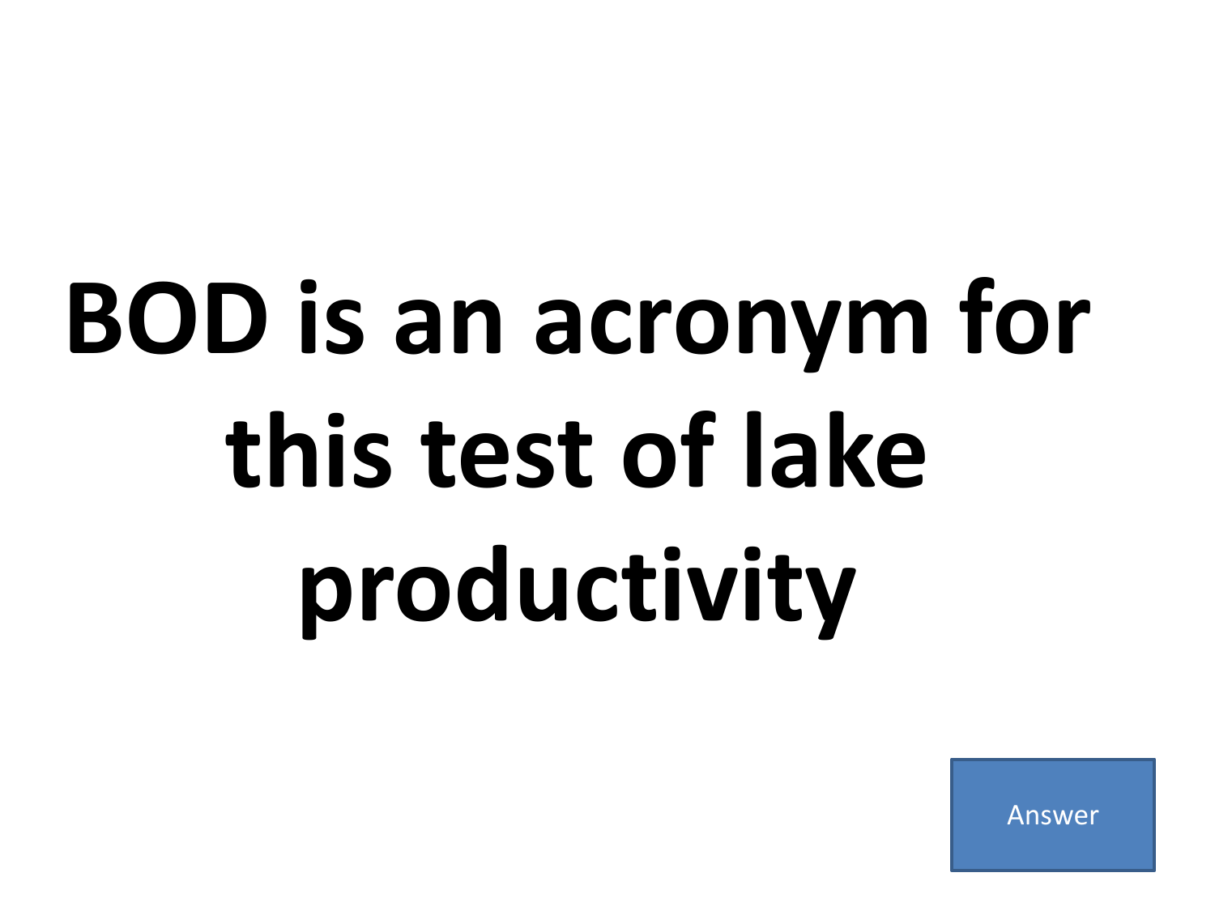# BOD is an acronym for this test of lake productivity

Answer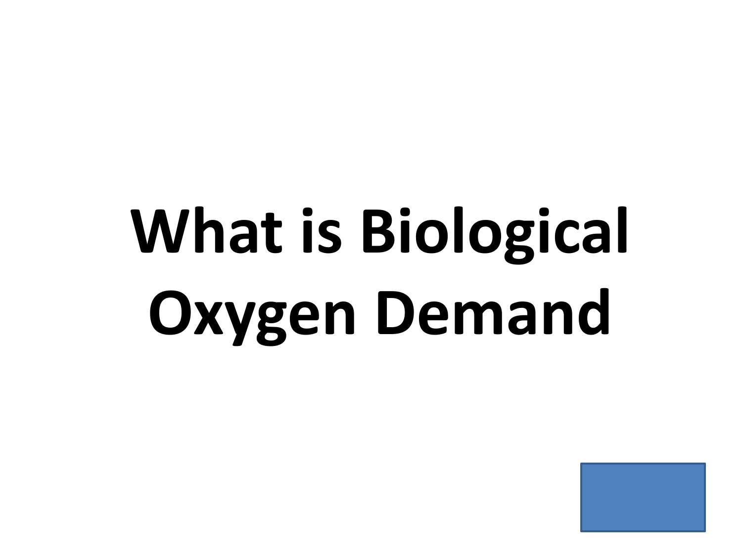# What is Biological Oxygen Demand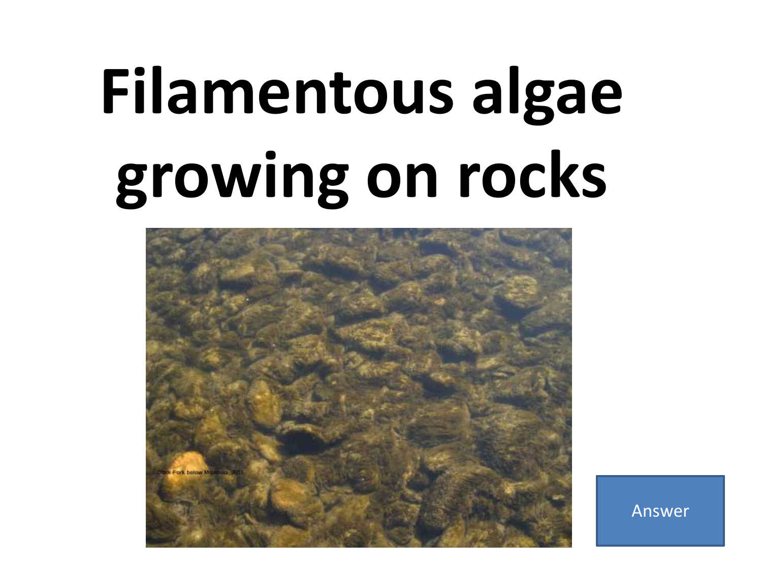# Filamentous algae growing on rocks

Answer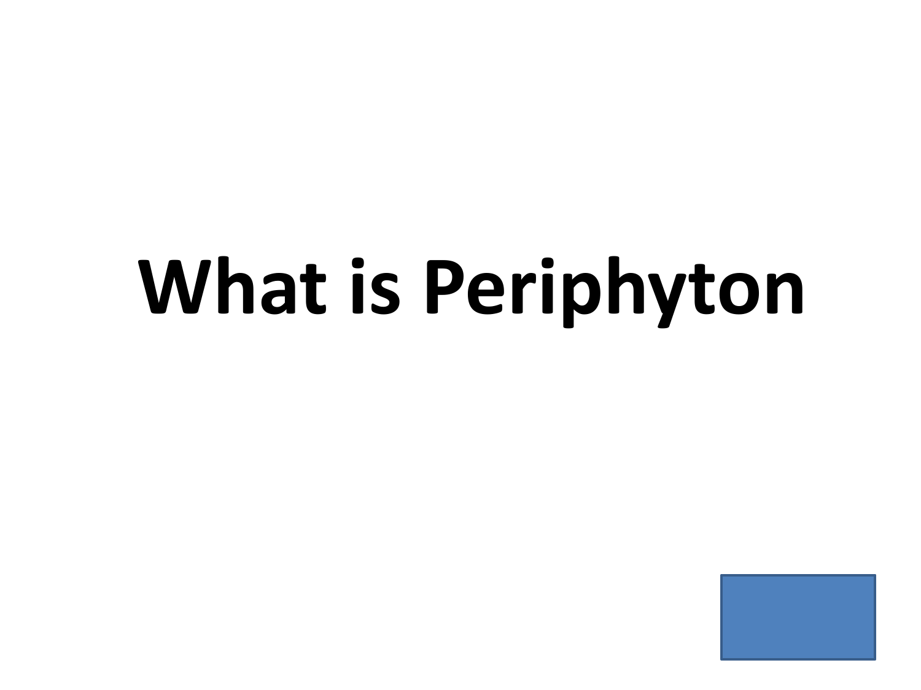# What is Periphyton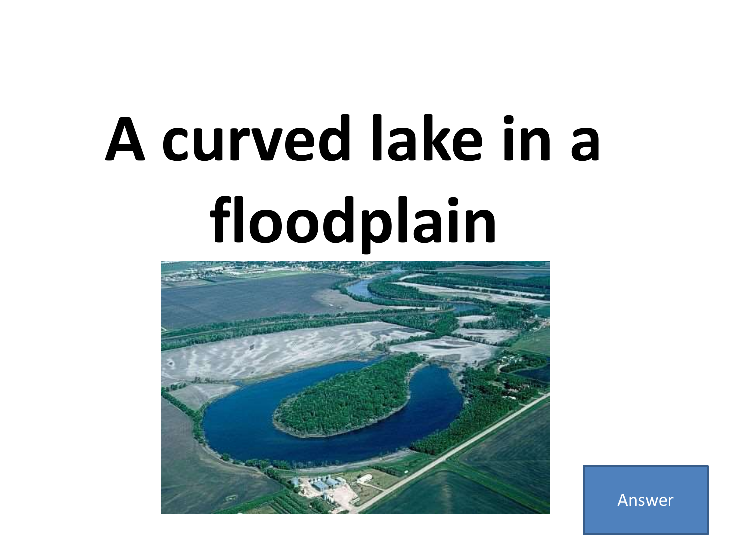# A curved lake in a floodplain

Answer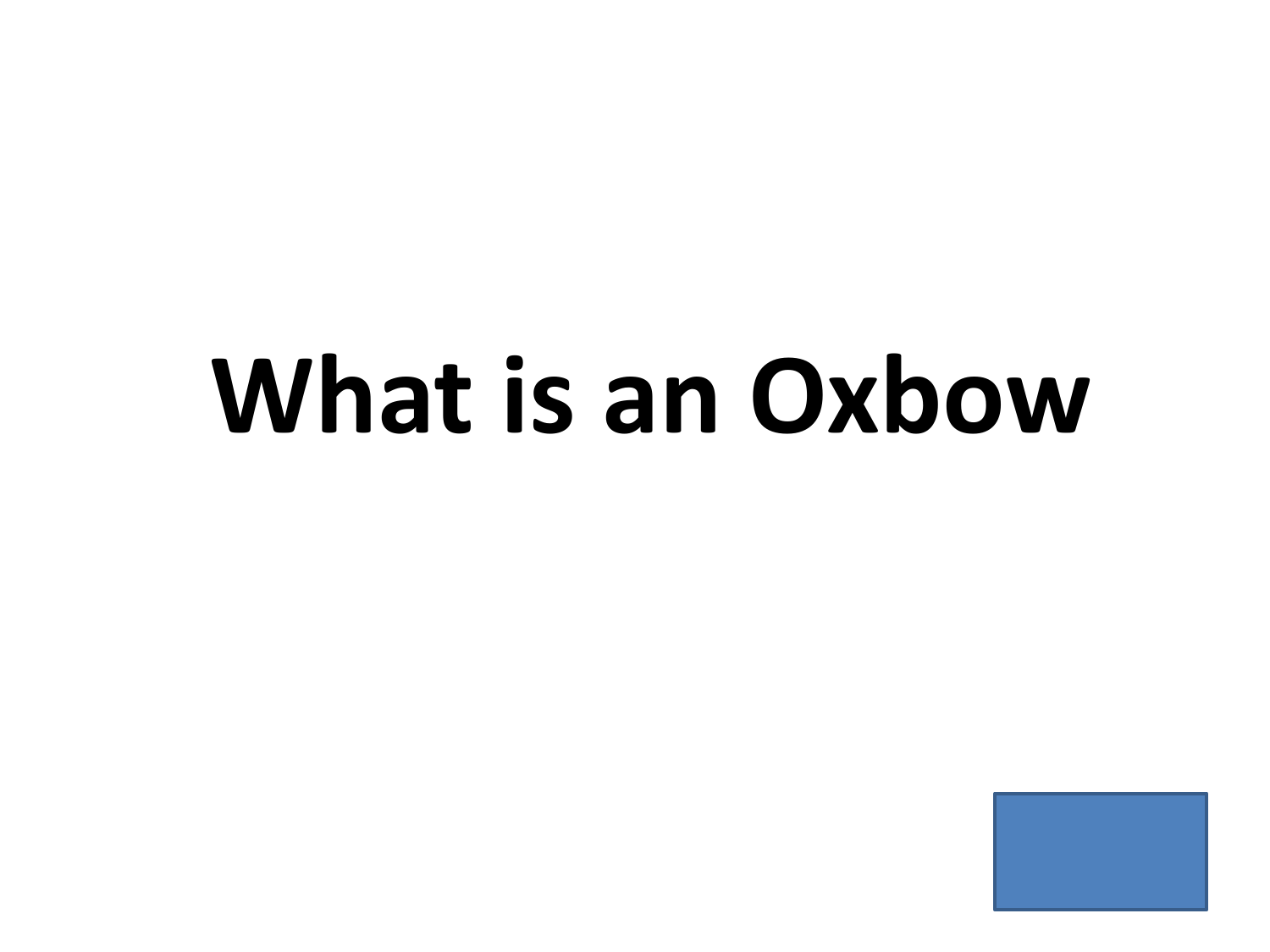# What is an Oxbow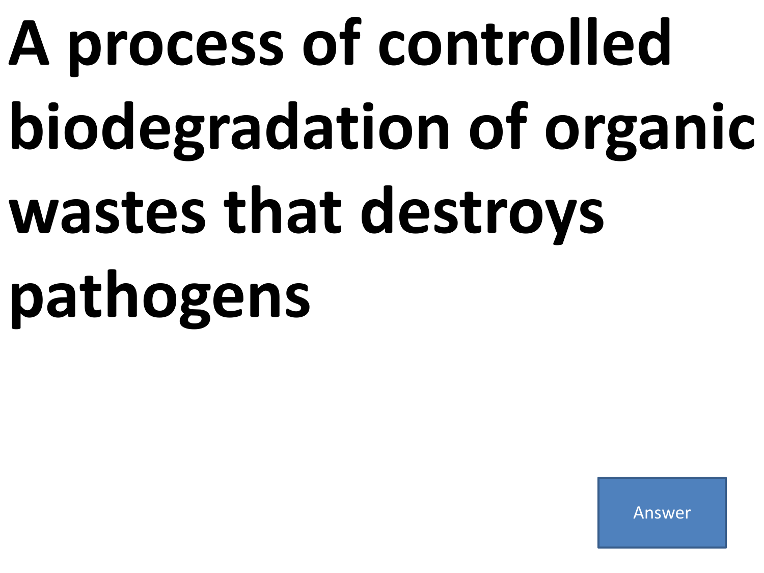# A process of controlled biodegradation of organic wastes that destroys pathogens

Answer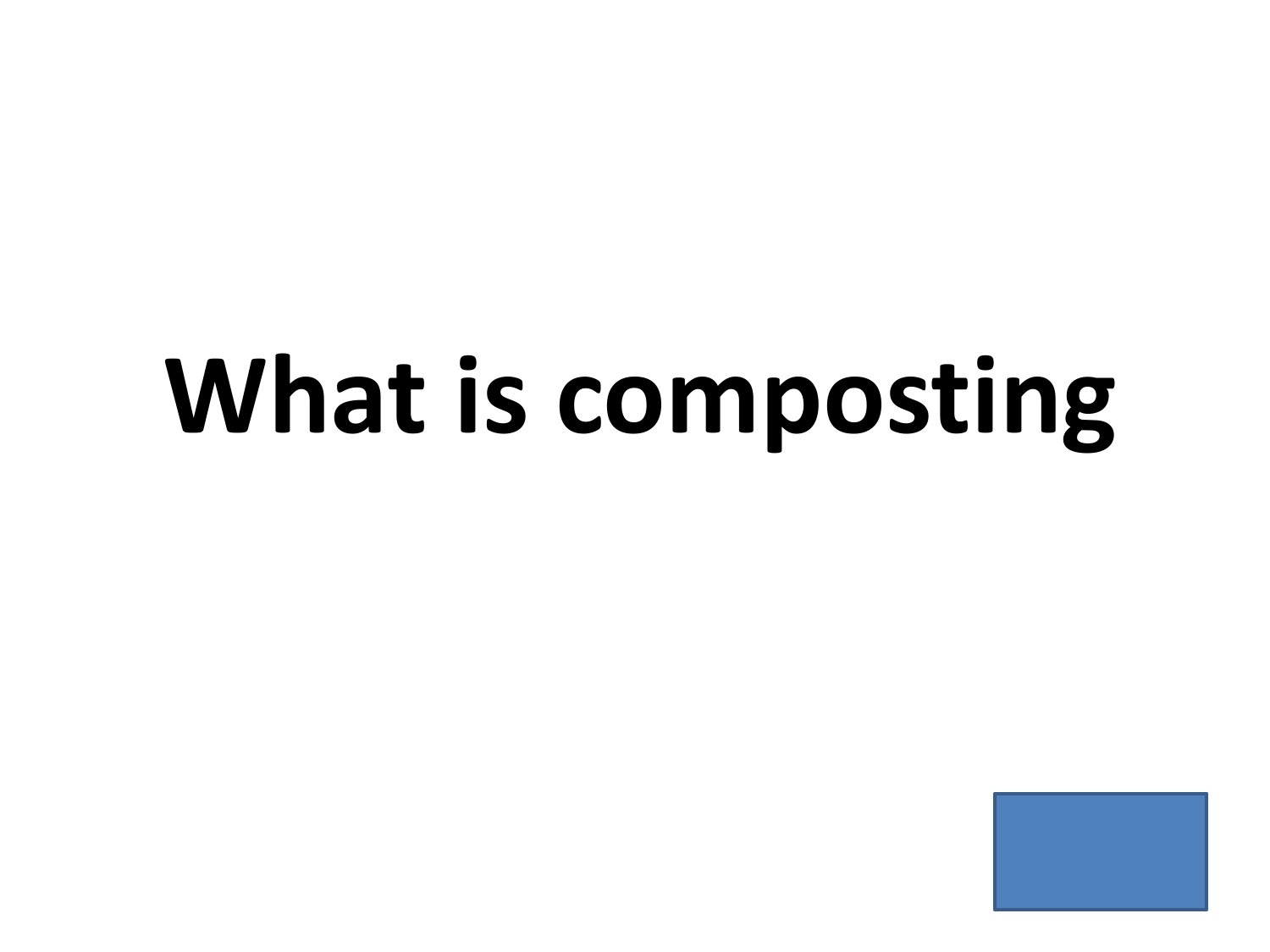# What is composting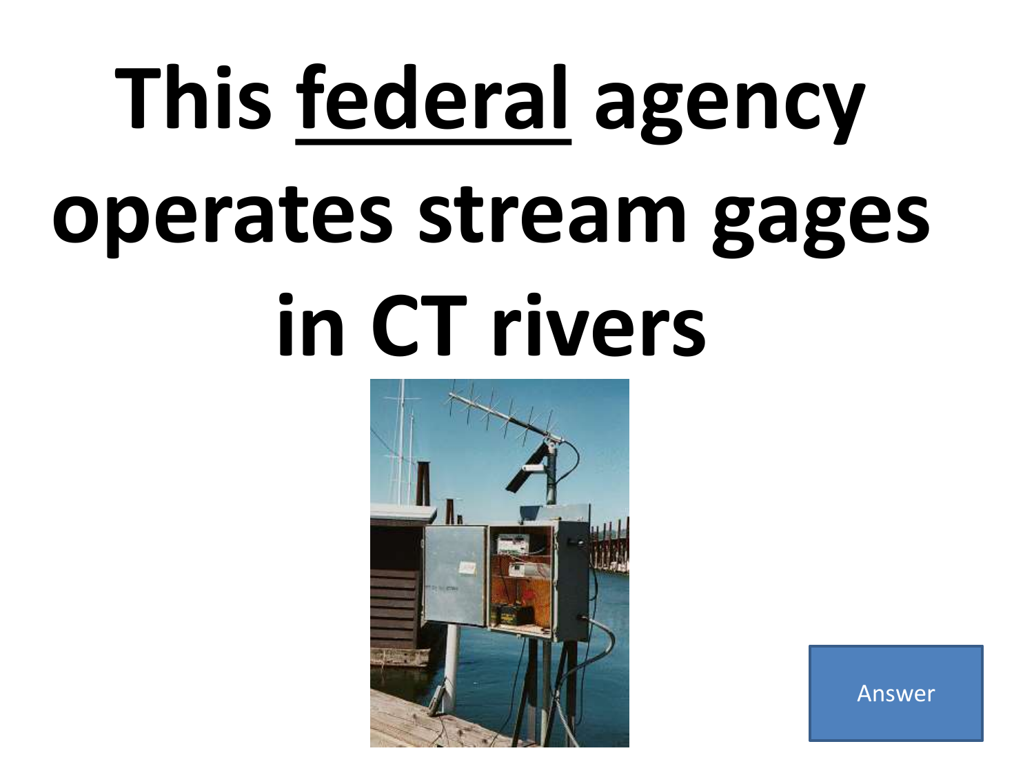# This <u>federal</u> agency operates stream gages in CT rivers

Answer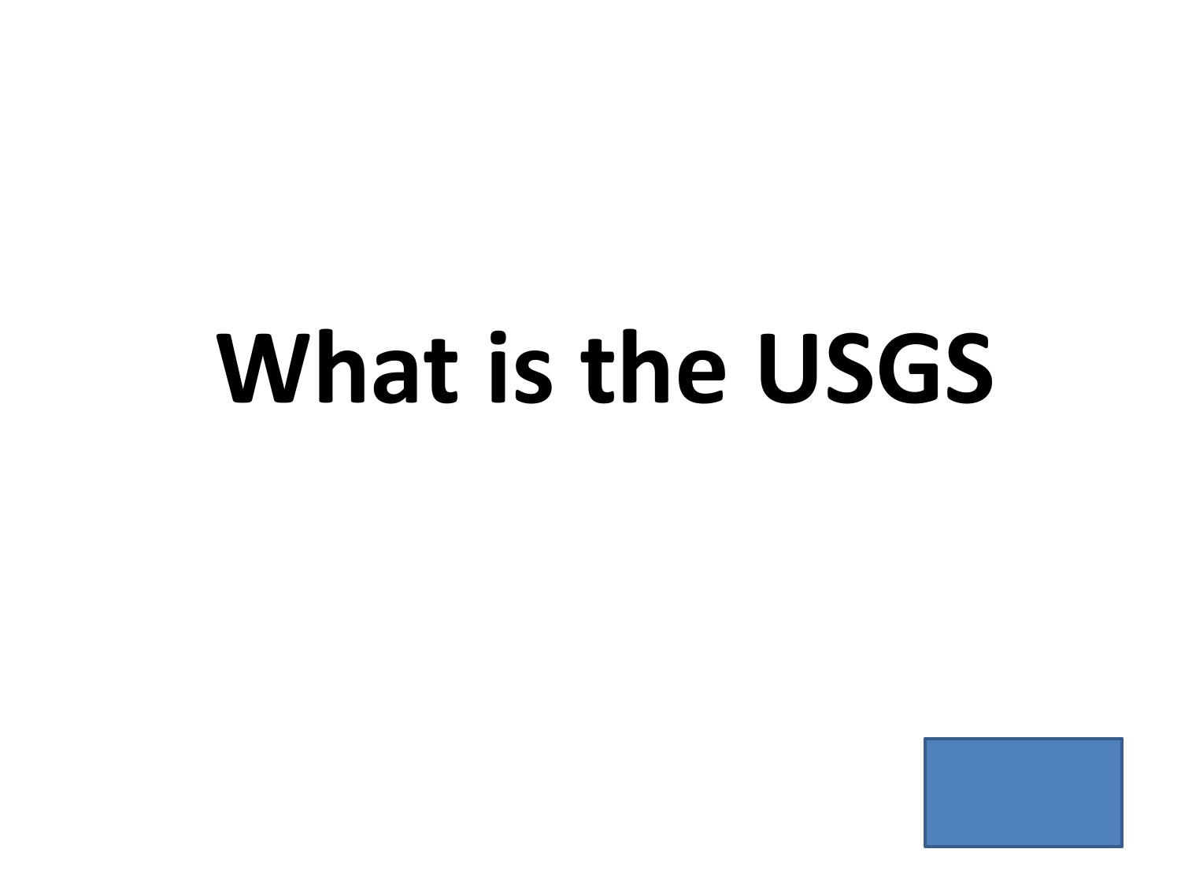# What is the USGS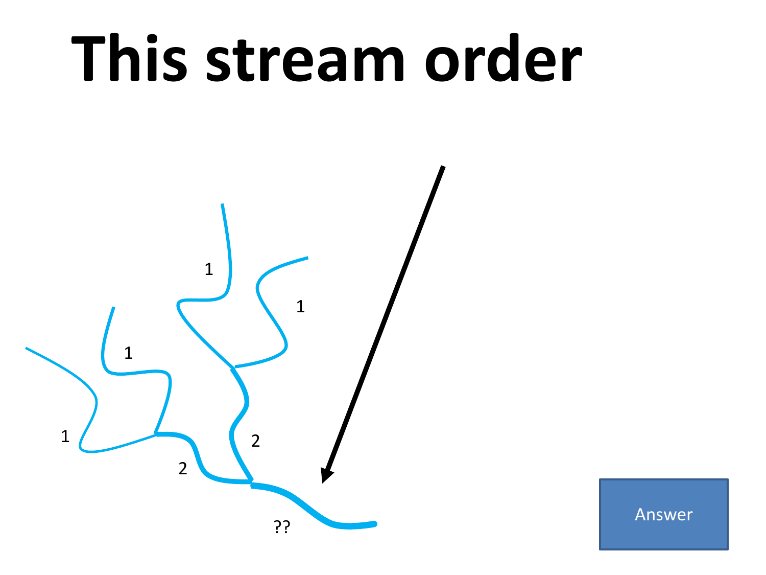# This stream order

1

1

1

1

2

2

??

Answer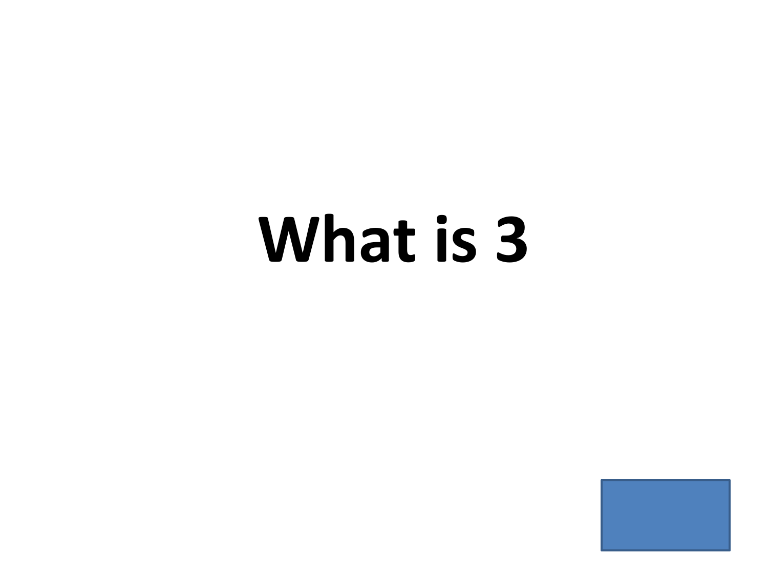# What is 3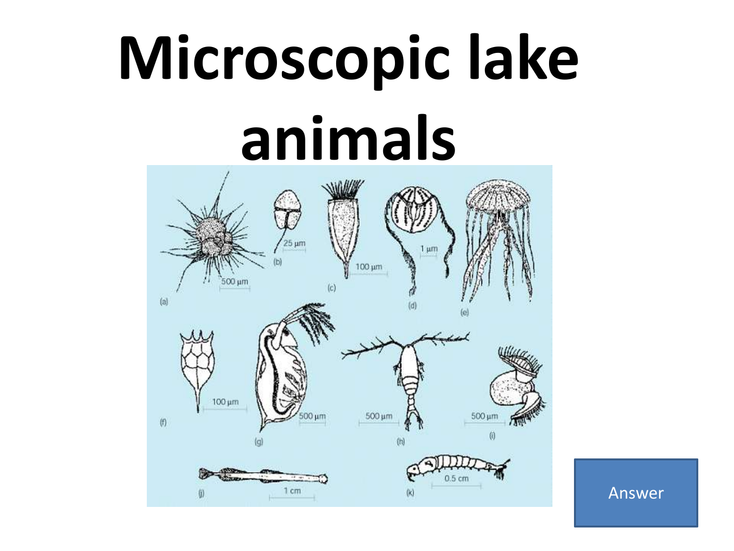# Microscopic lake animals

Answer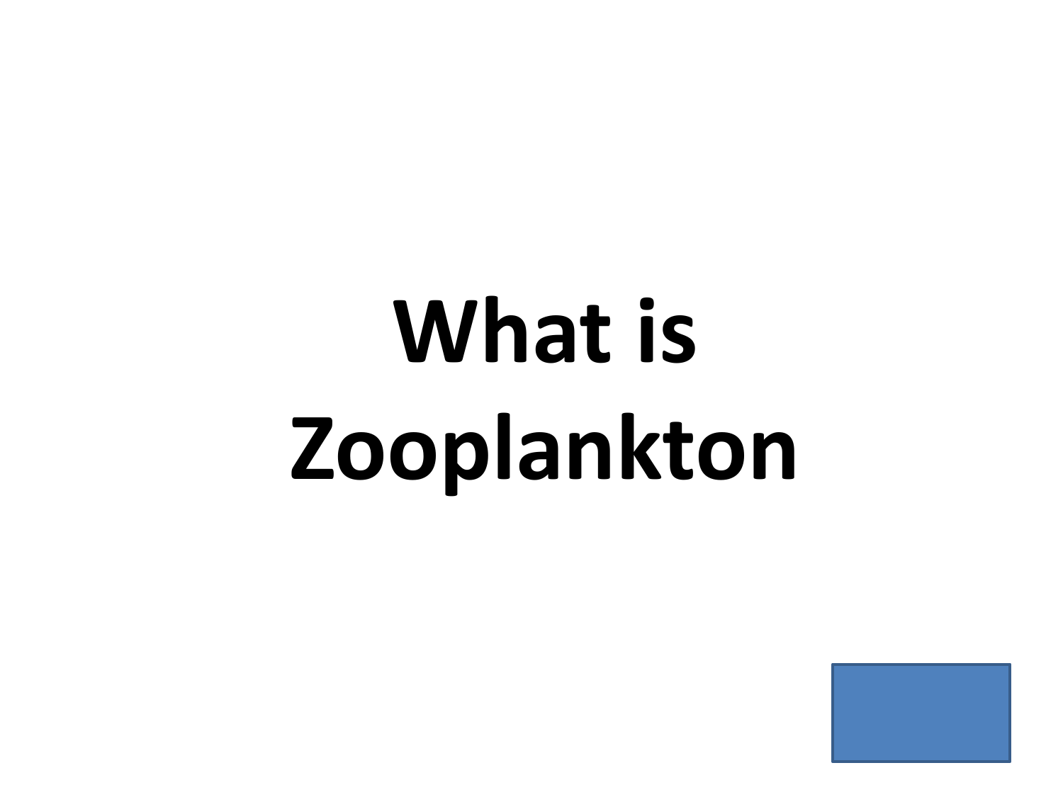# What is Zooplankton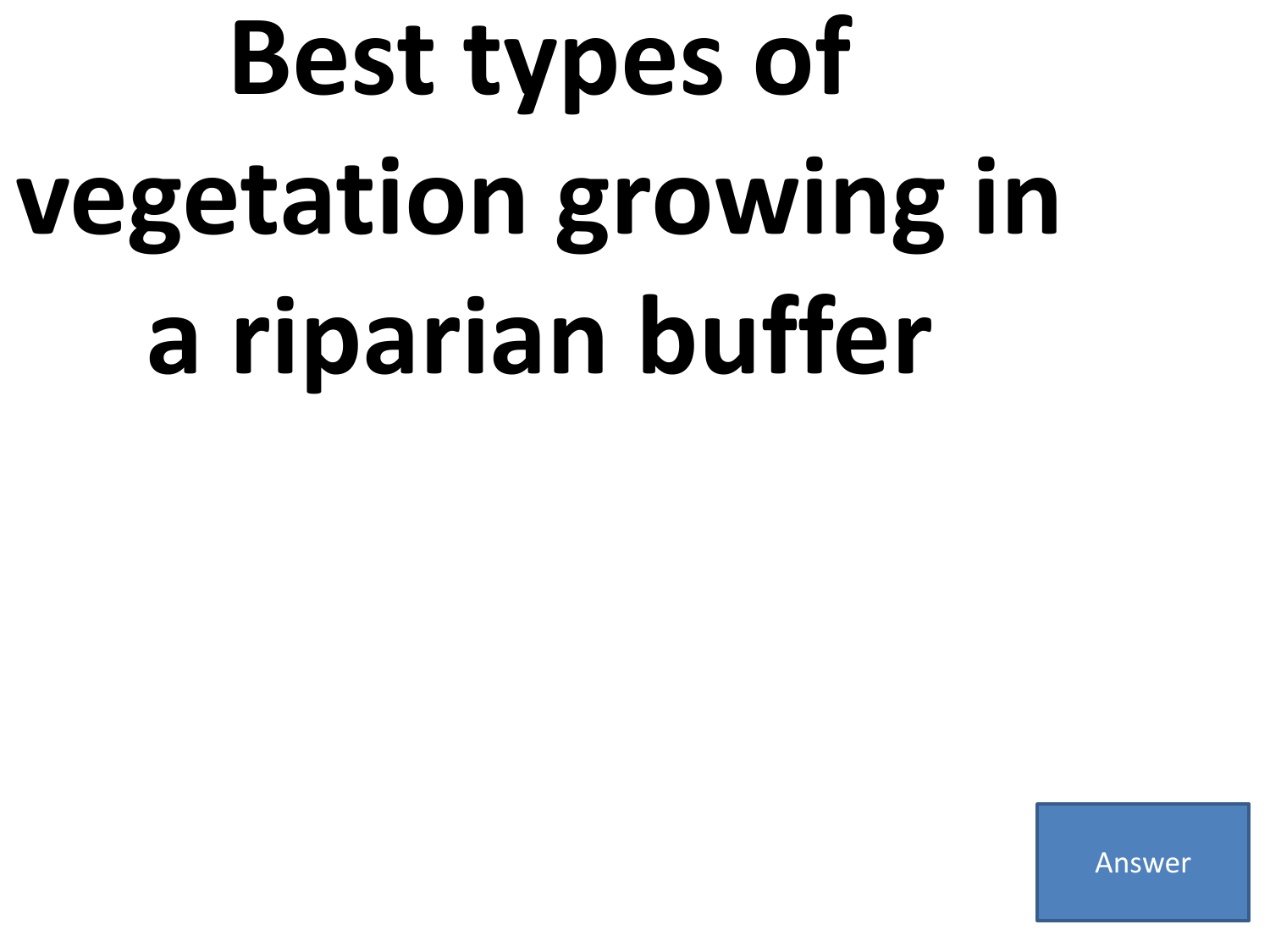# Best types of vegetation growing in a riparian buffer

Answer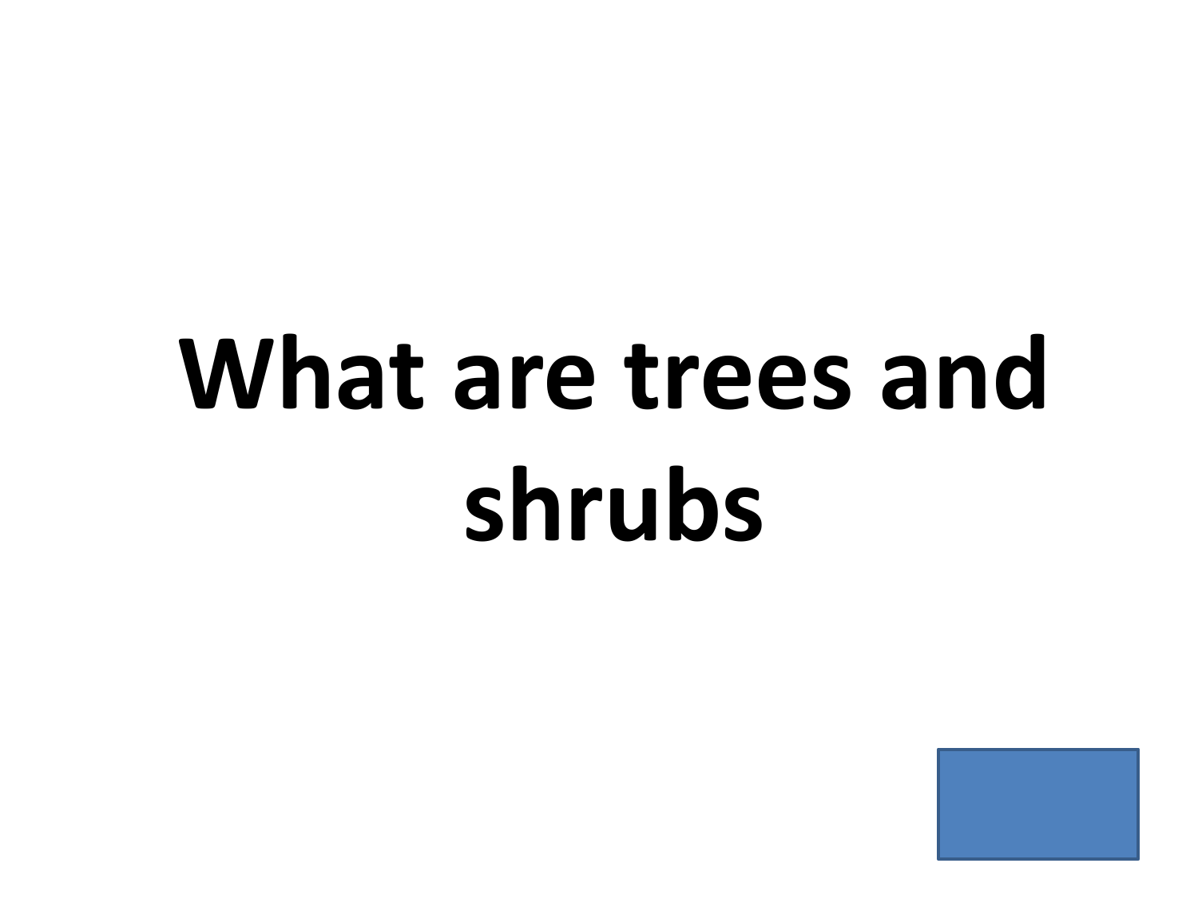# What are trees and shrubs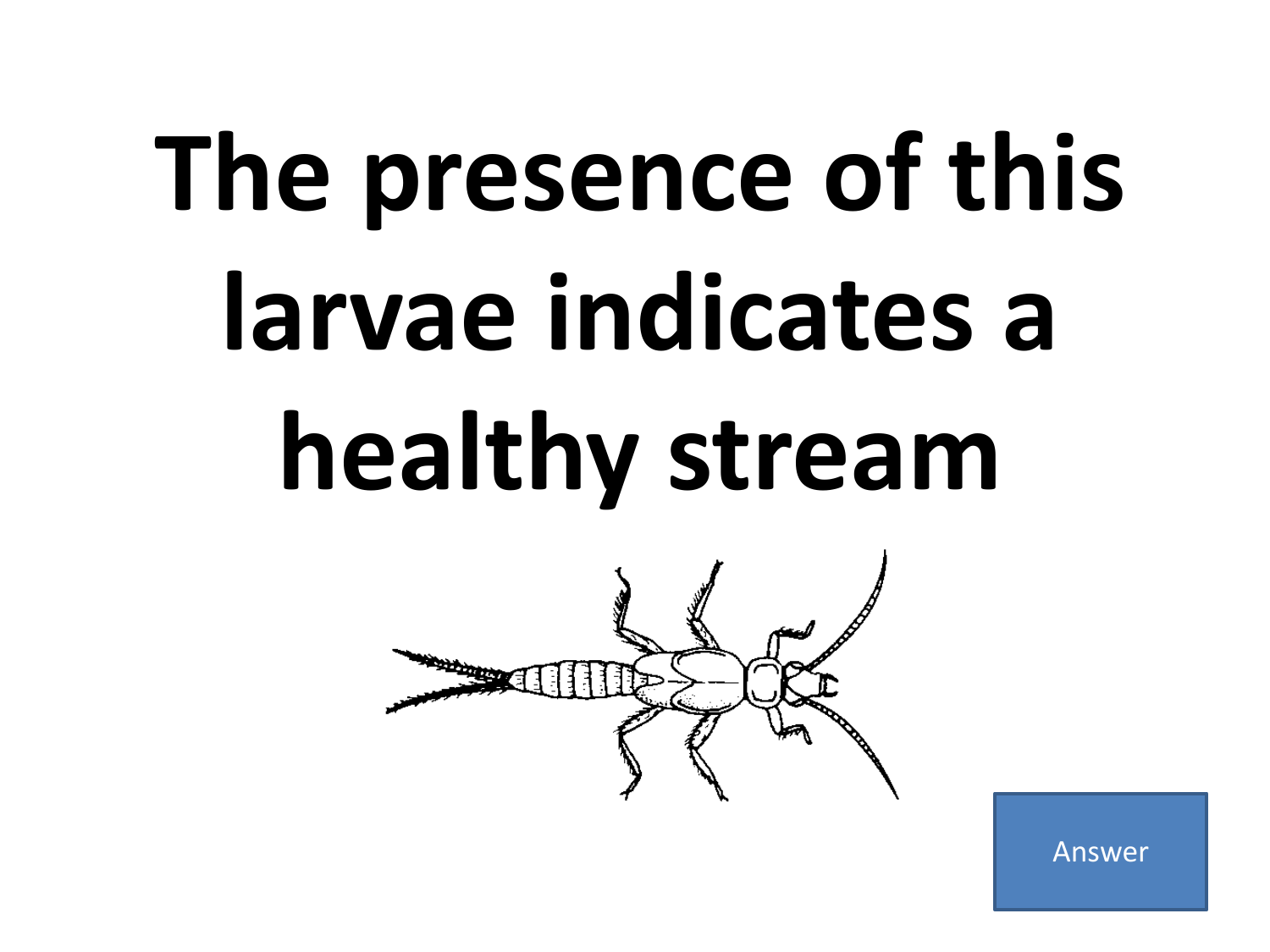# The presence of this larvae indicates a healthy stream

Answer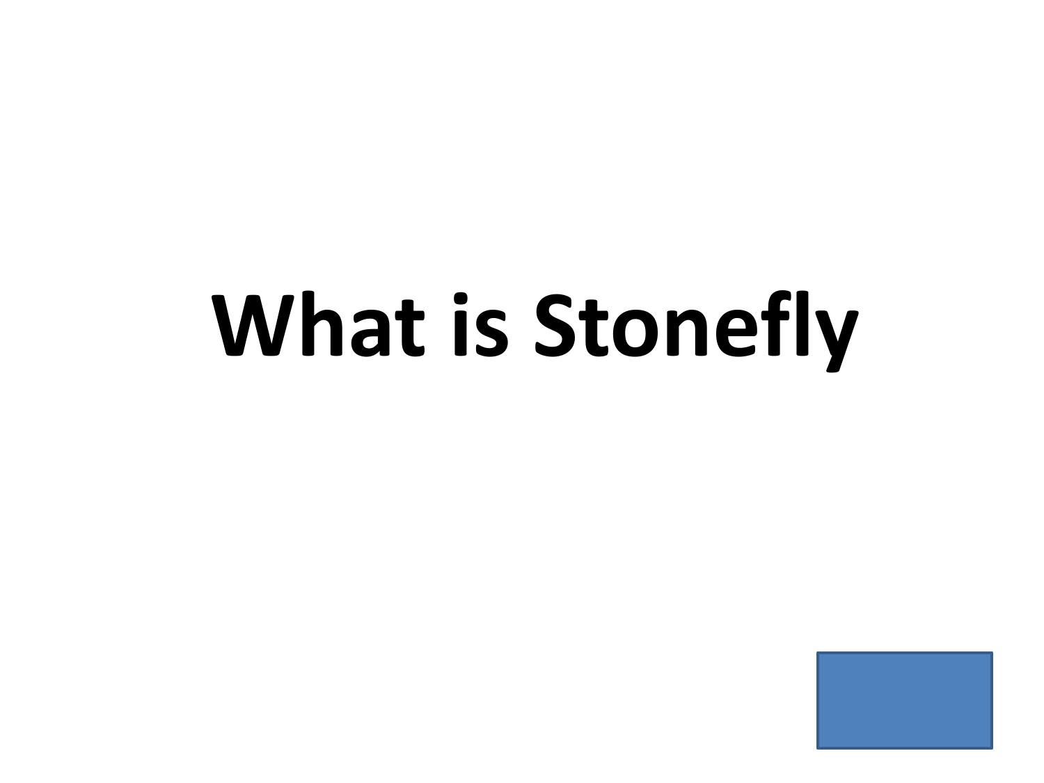# What is Stonefly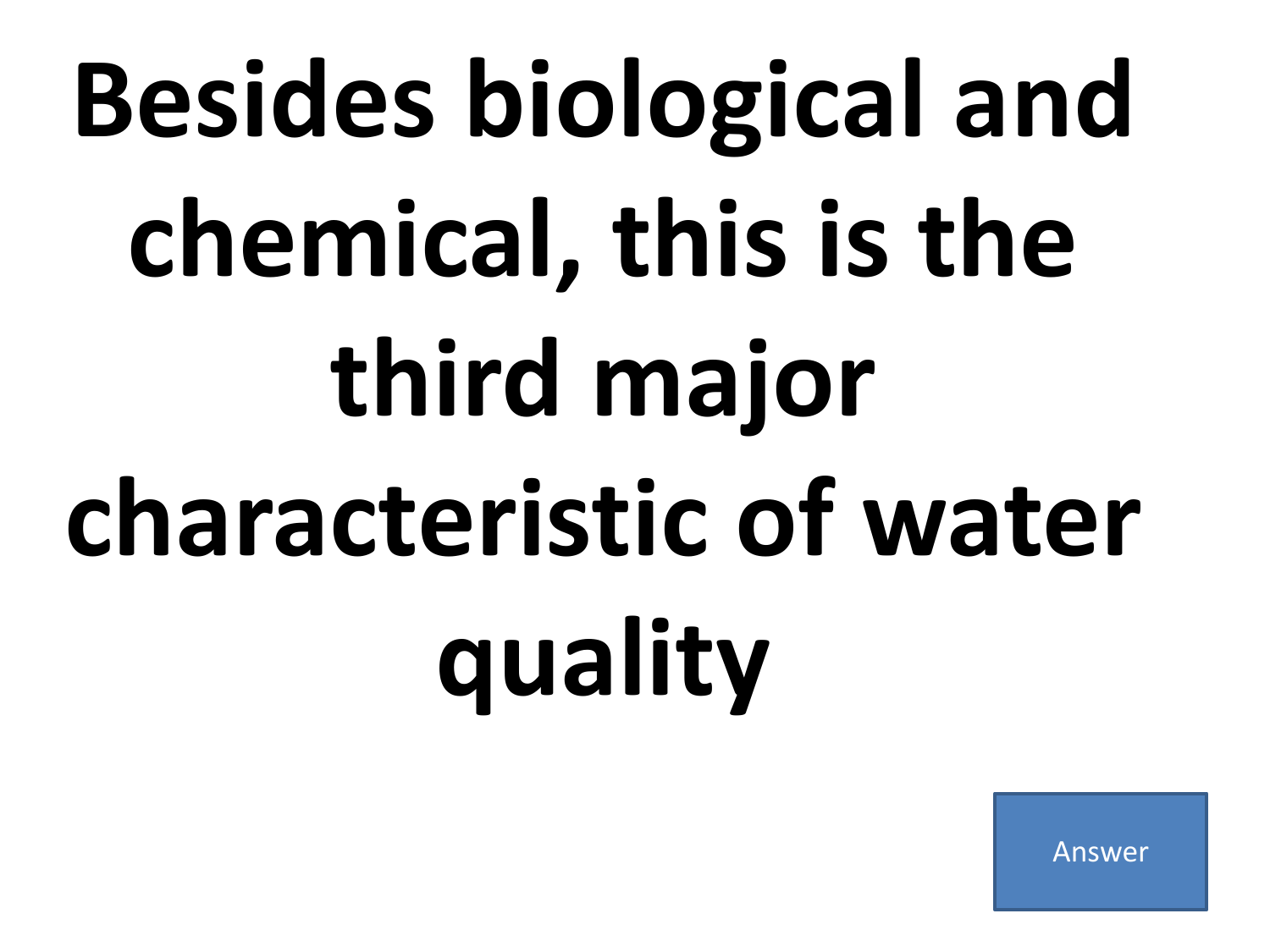# Besides biological and chemical, this is the third major characteristic of water quality

Answer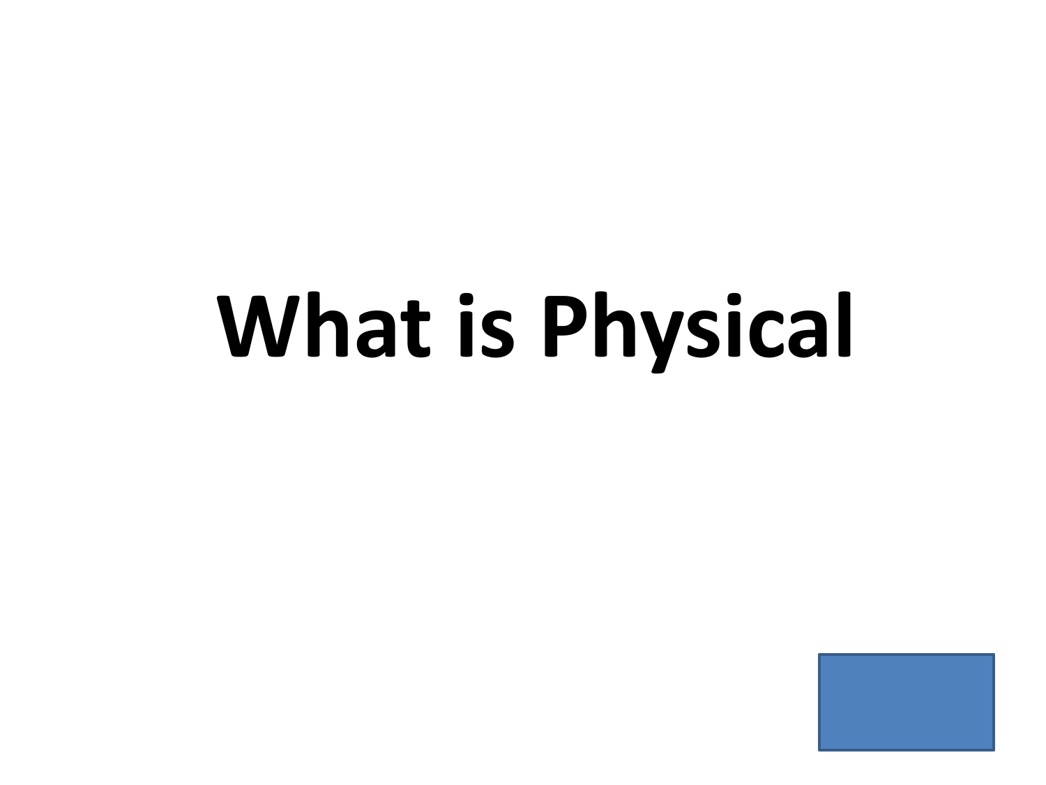# What is Physical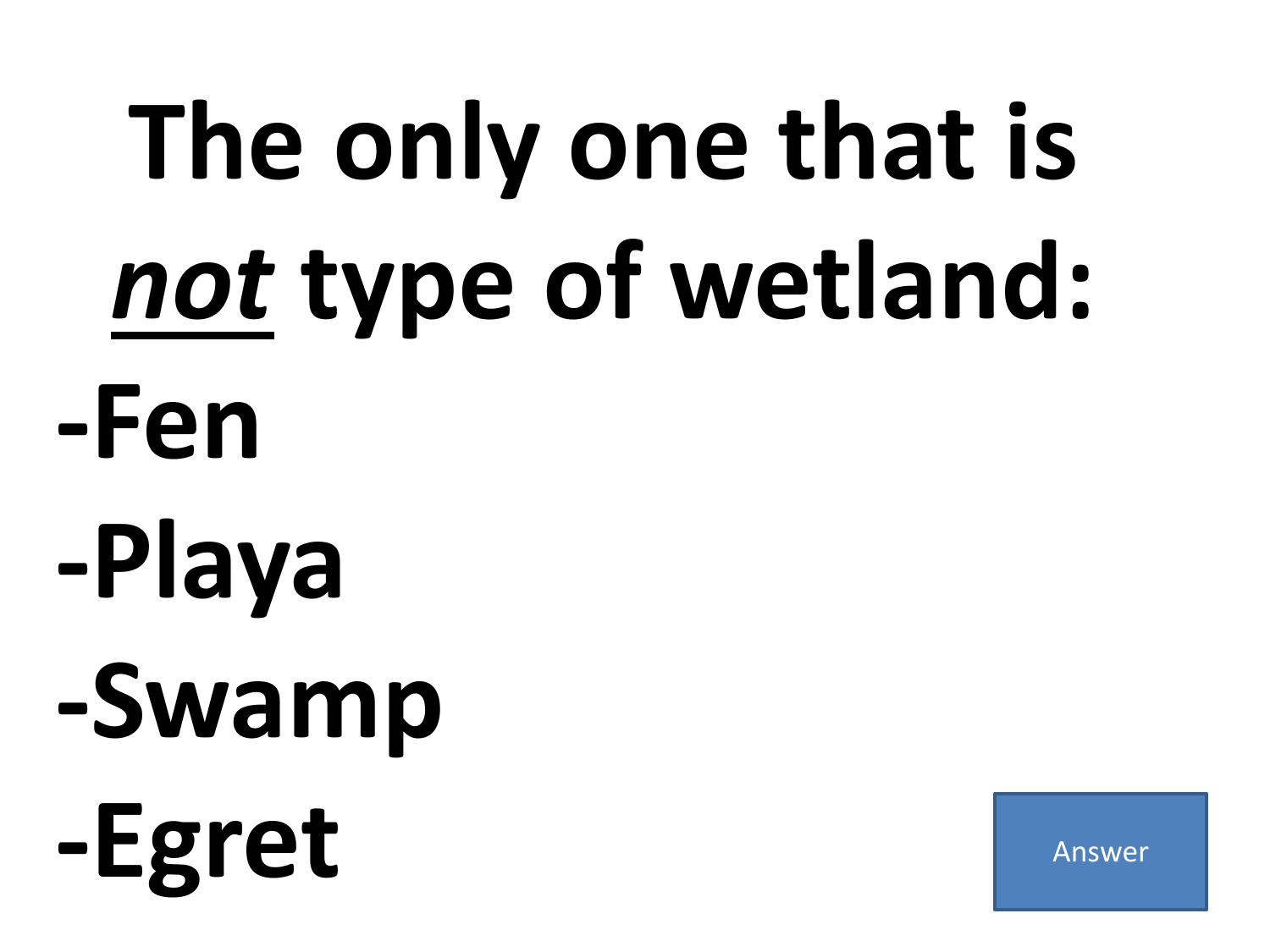# The only one that is ***not*** type of wetland:

- -Fen
- -Playa
- -Swamp
- -Egret

Answer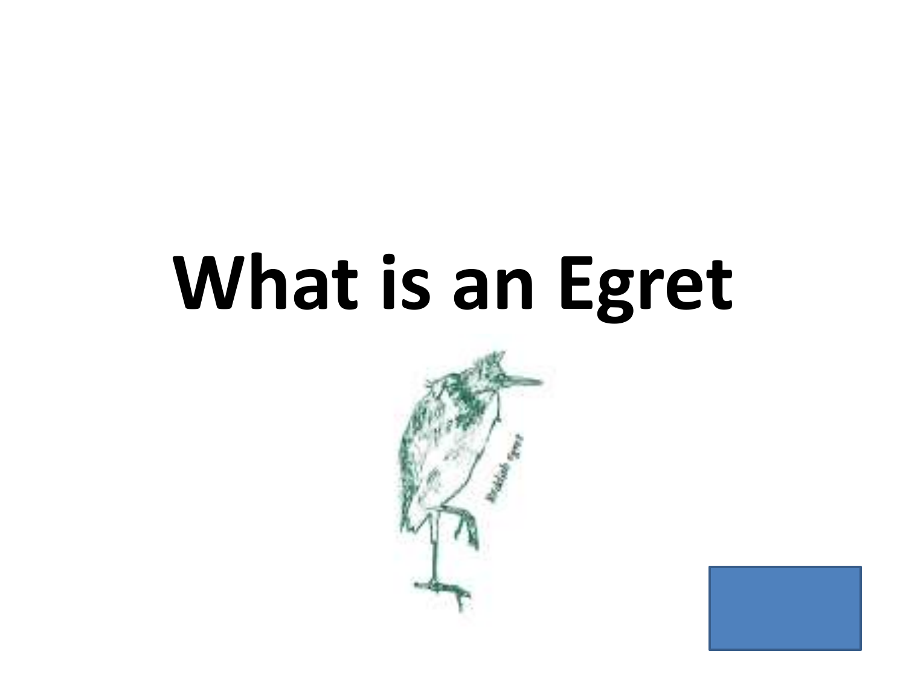# What is an Egret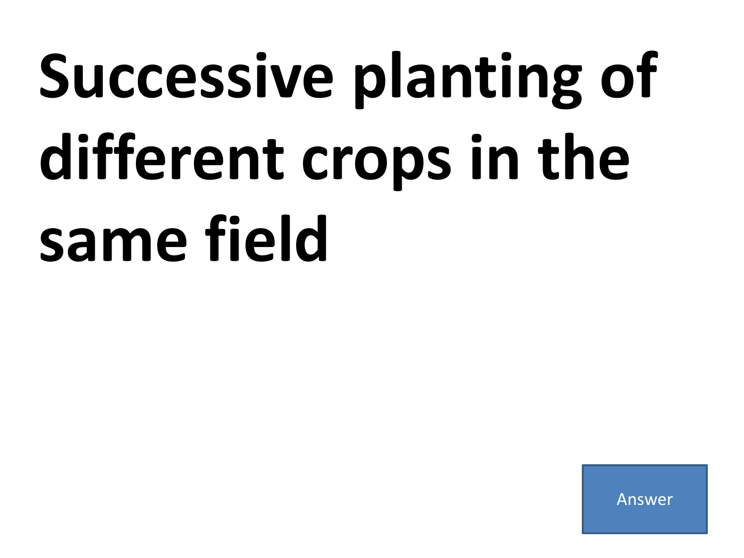# Successive planting of different crops in the same field

Answer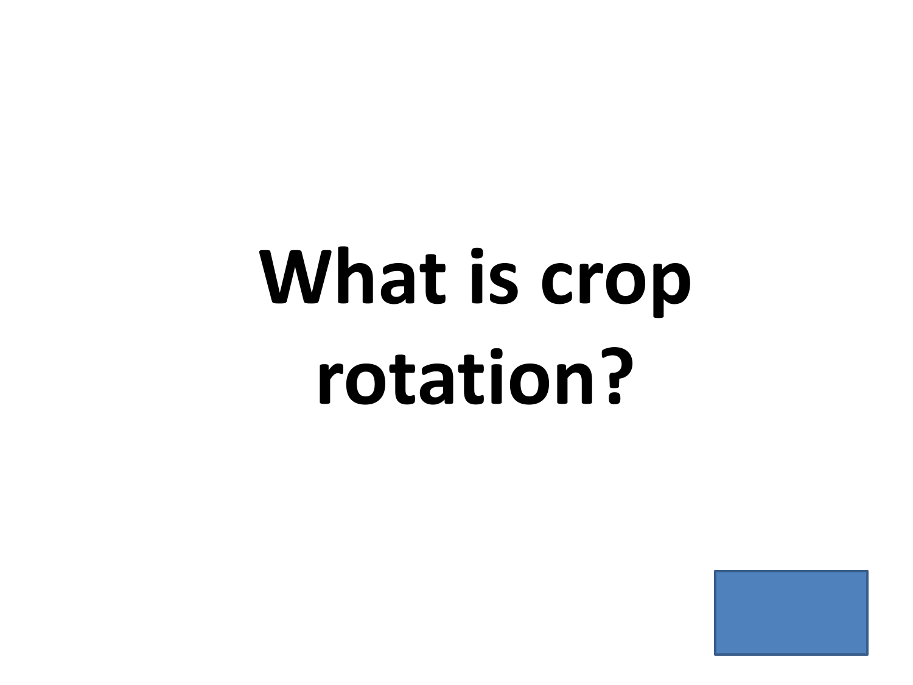**What is crop rotation?**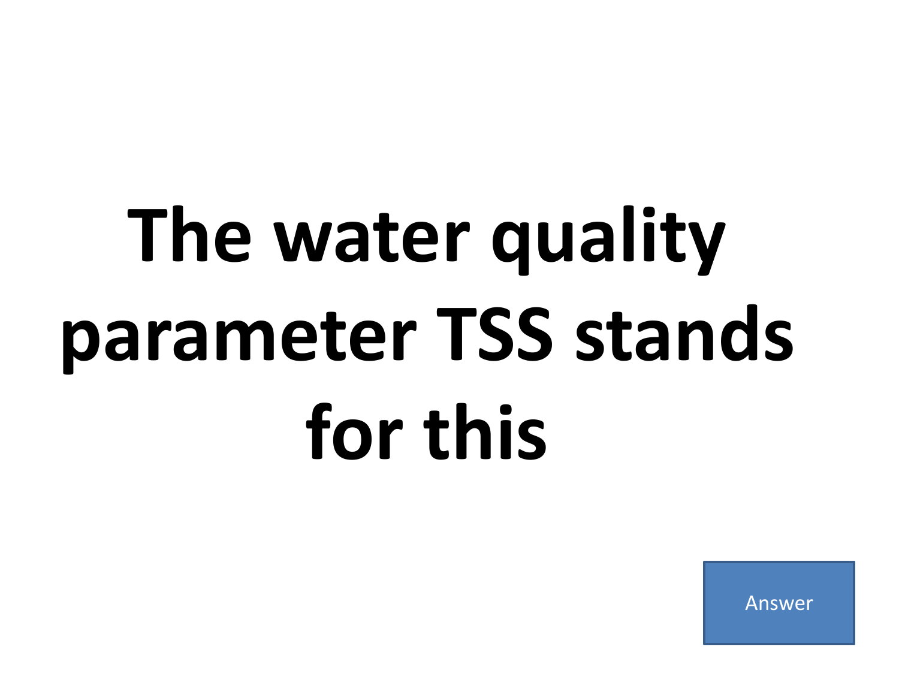# The water quality parameter TSS stands for this

Answer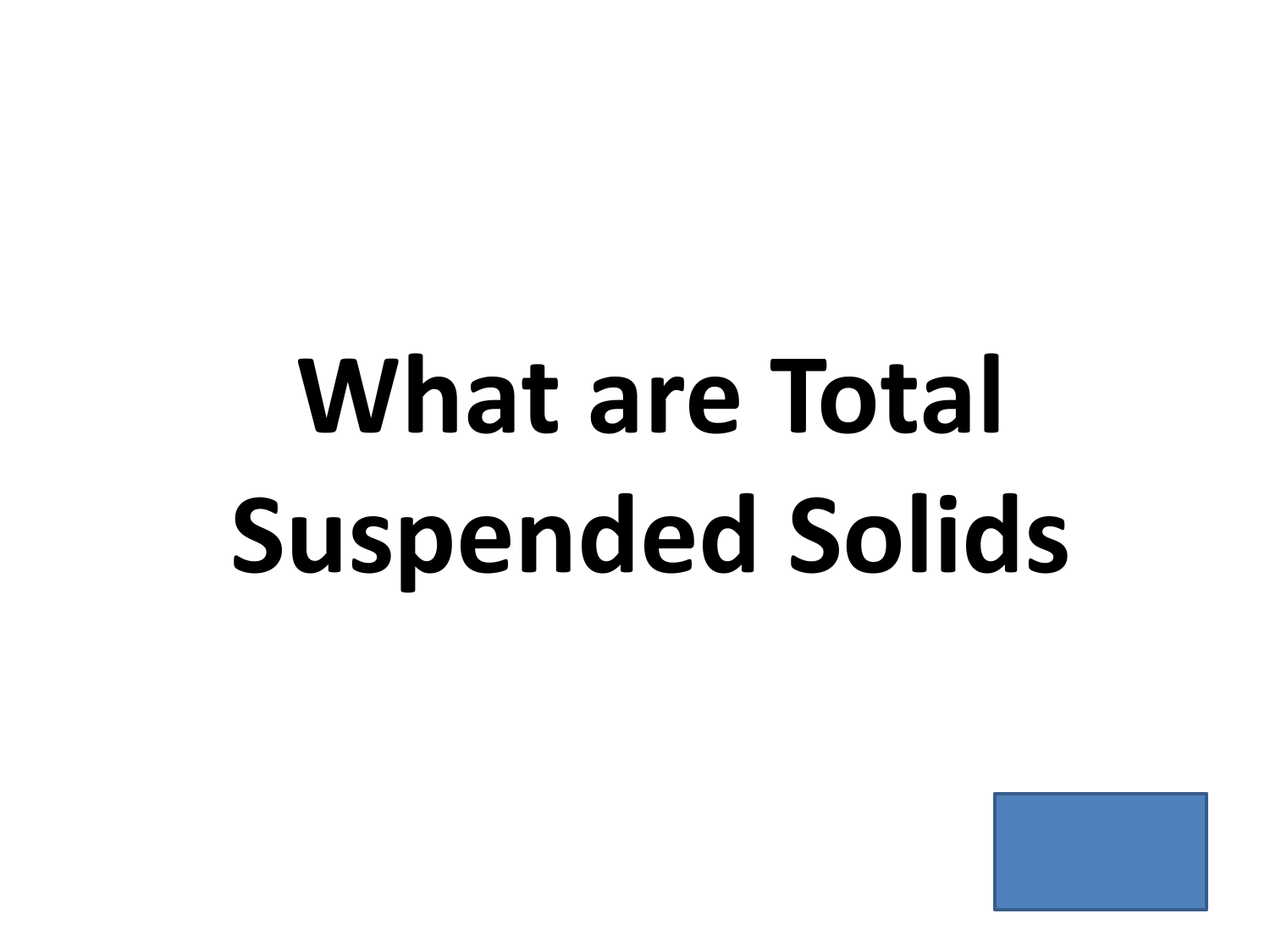**What are Total Suspended Solids**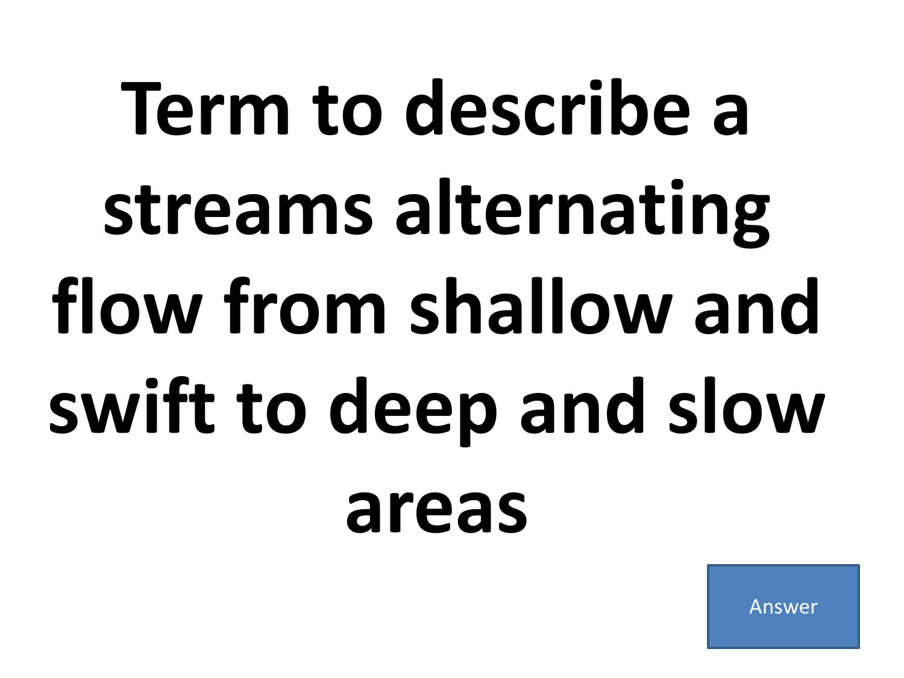# Term to describe a streams alternating flow from shallow and swift to deep and slow areas

Answer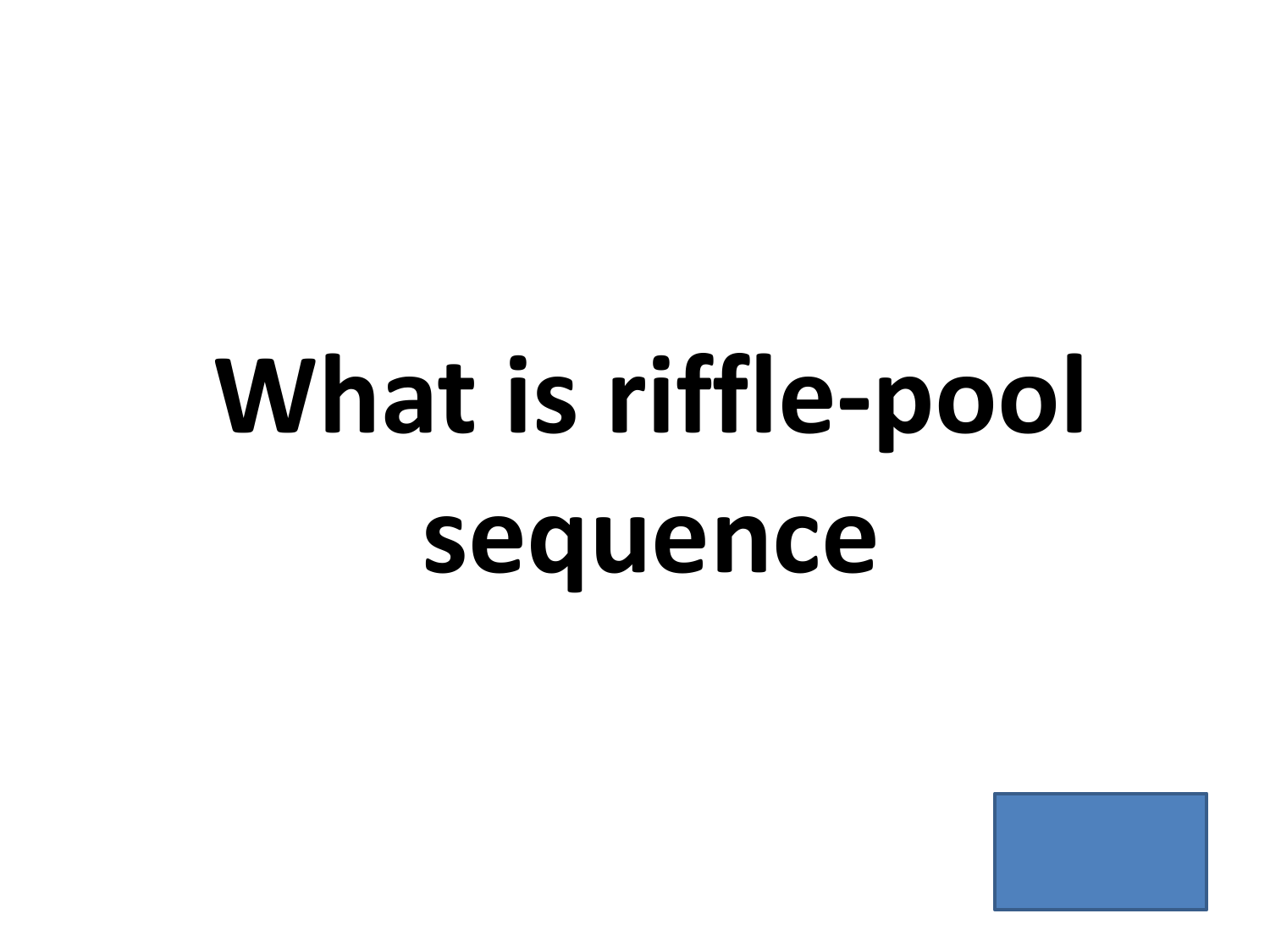# What is riffle-pool sequence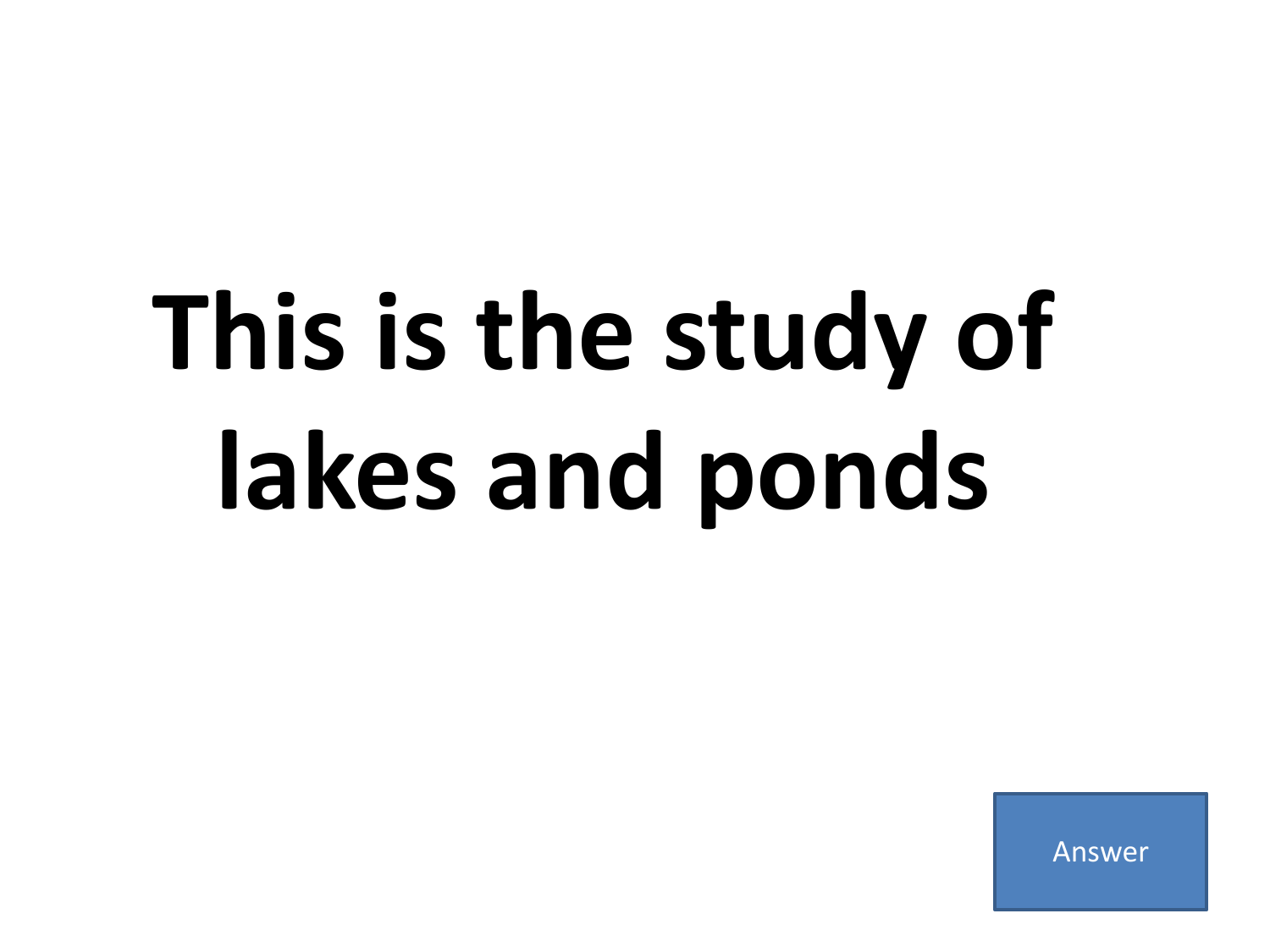# This is the study of lakes and ponds

Answer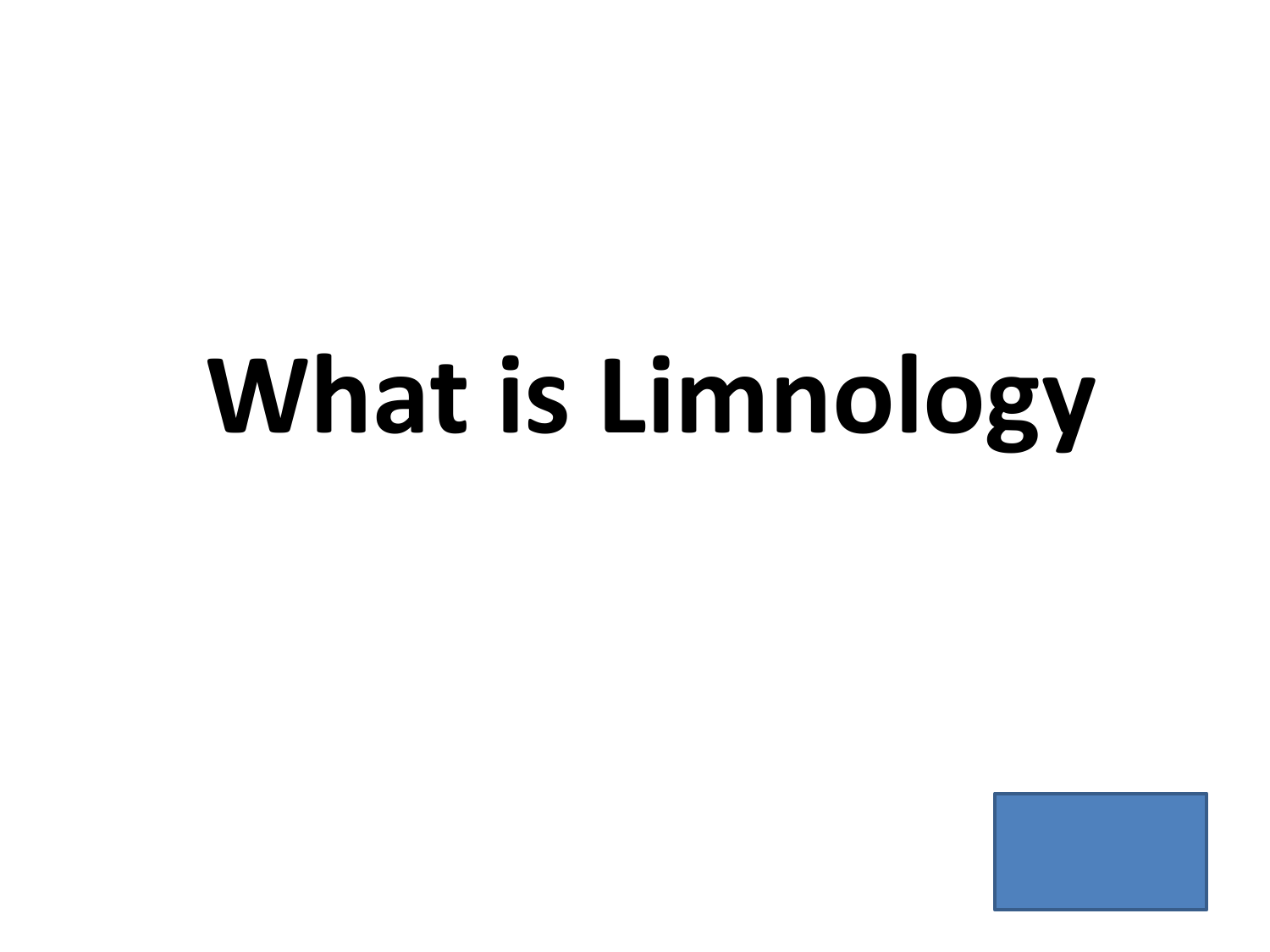# What is Limnology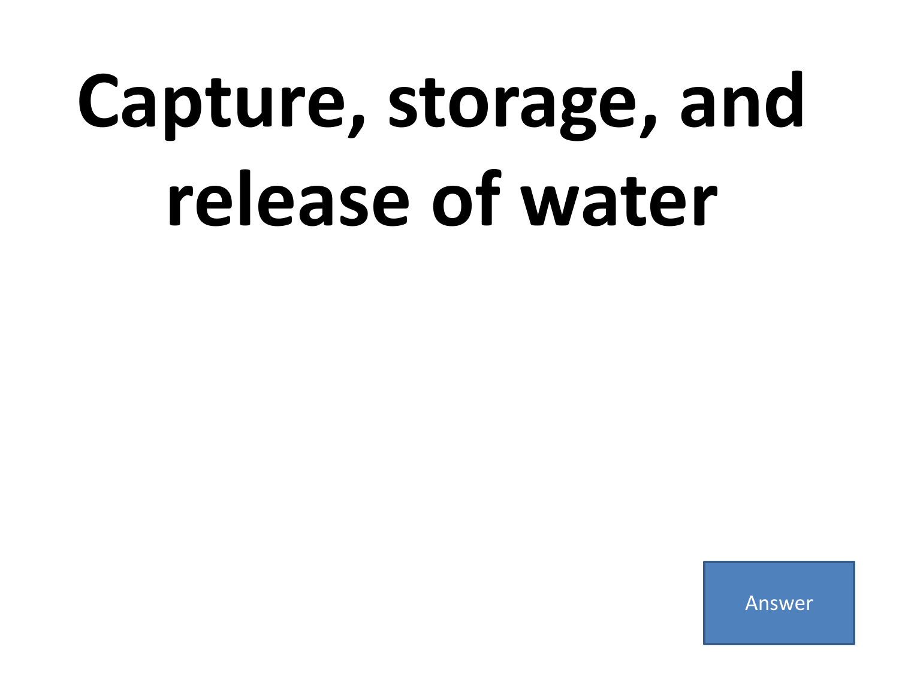# Capture, storage, and release of water

Answer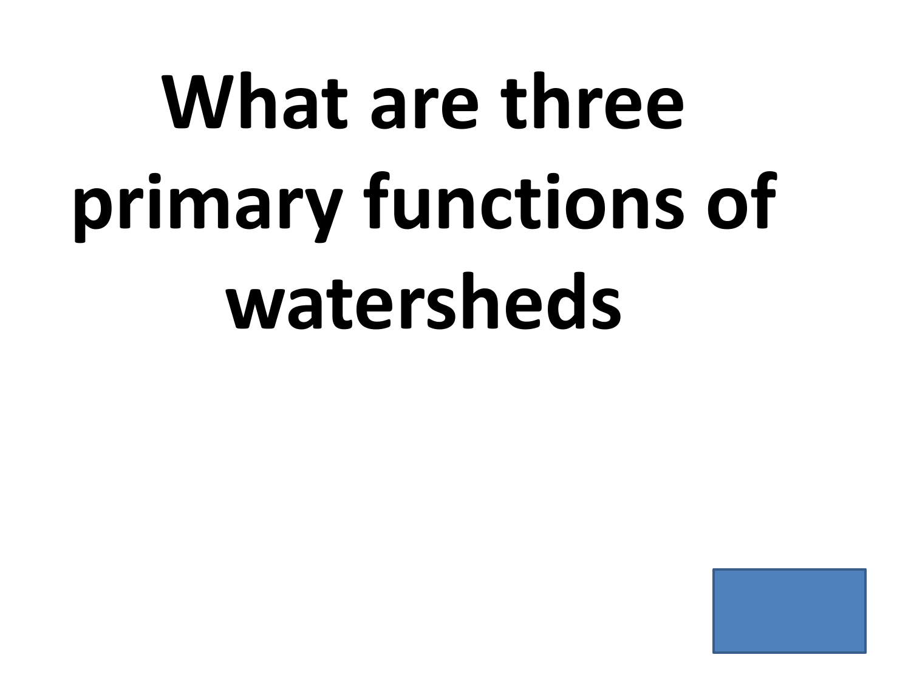# What are three primary functions of watersheds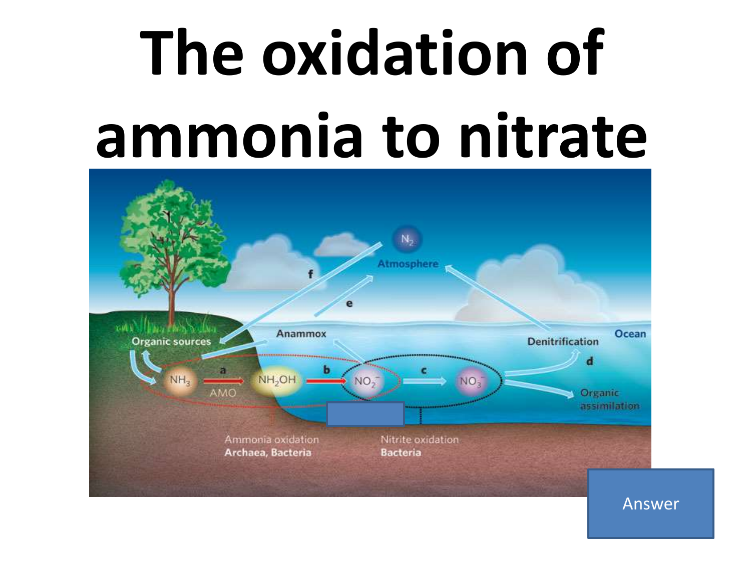# The oxidation of ammonia to nitrate

Organic sources

Anammox

Atmosphere

$N_2$

Denitrification

Ocean

$NH_3$ —a→ $NH_2OH$ —b→ $NO_2^-$ —c→ $NO_3^-$

AMO

d

e

f

Organic assimilation

Ammonia oxidation
**Archaea, Bacteria**

Nitrite oxidation
**Bacteria**

Answer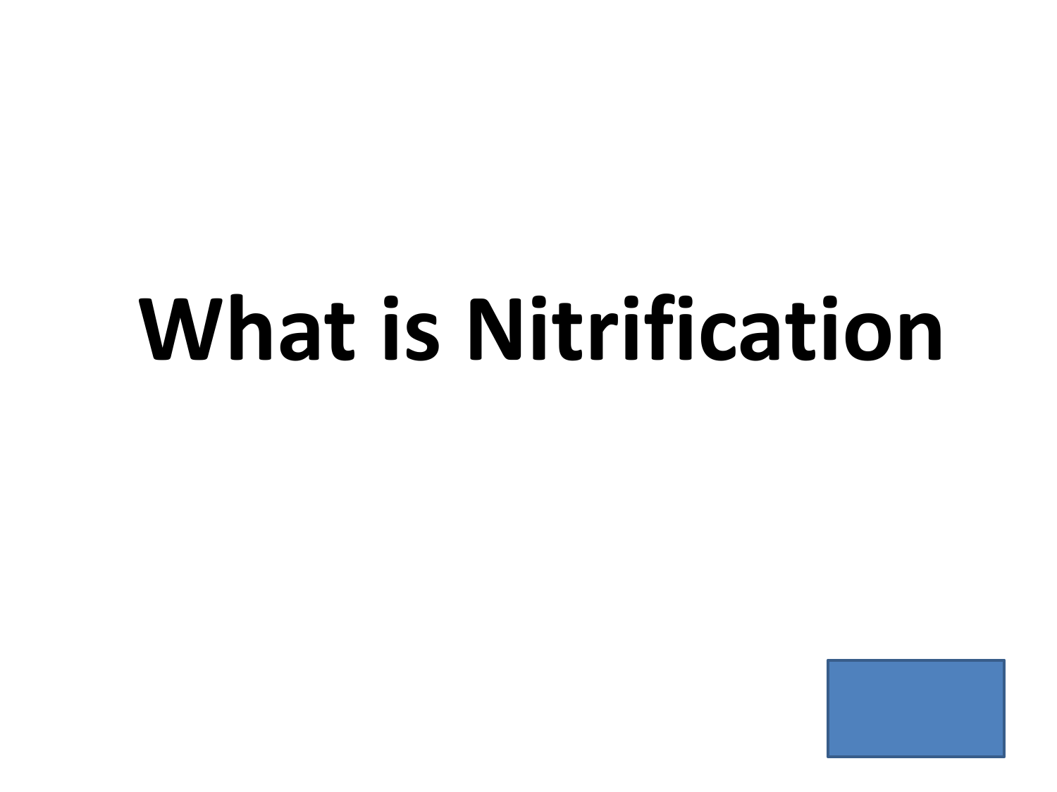# What is Nitrification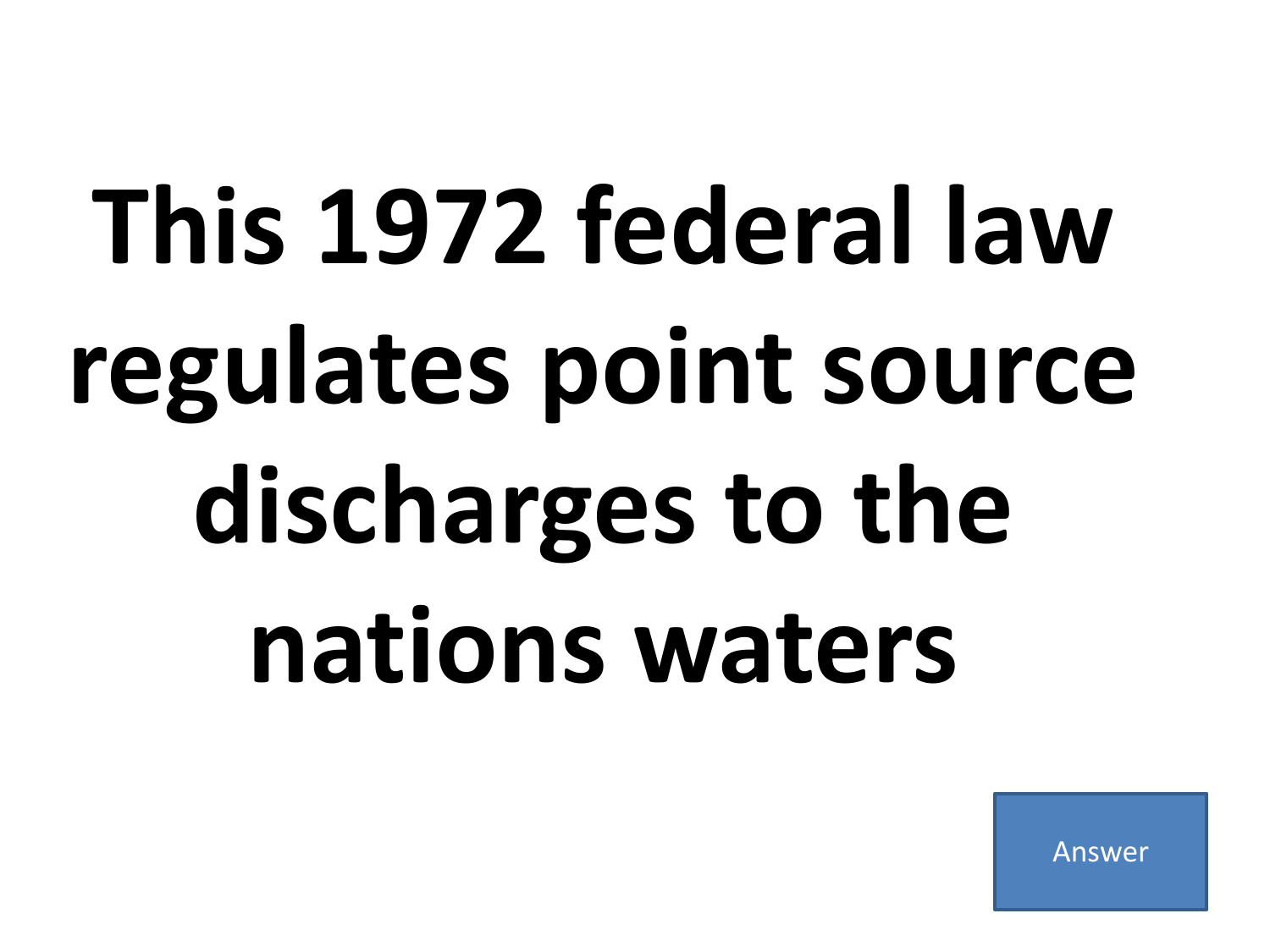# This 1972 federal law regulates point source discharges to the nations waters

Answer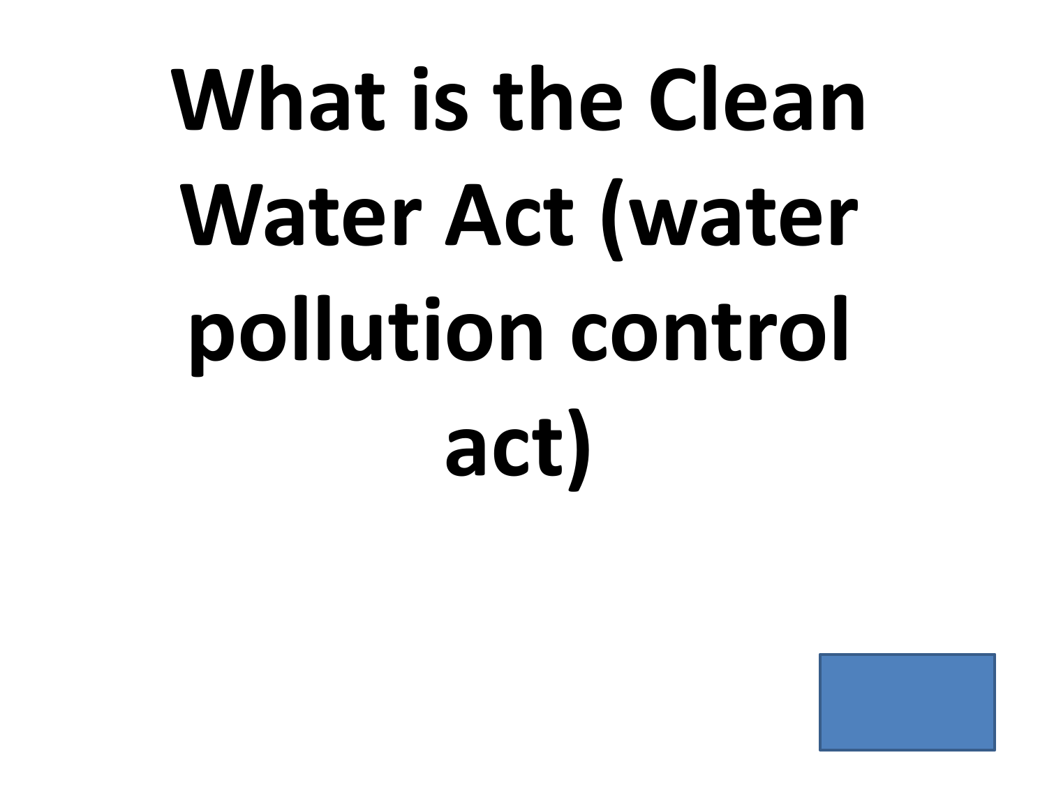# What is the Clean Water Act (water pollution control act)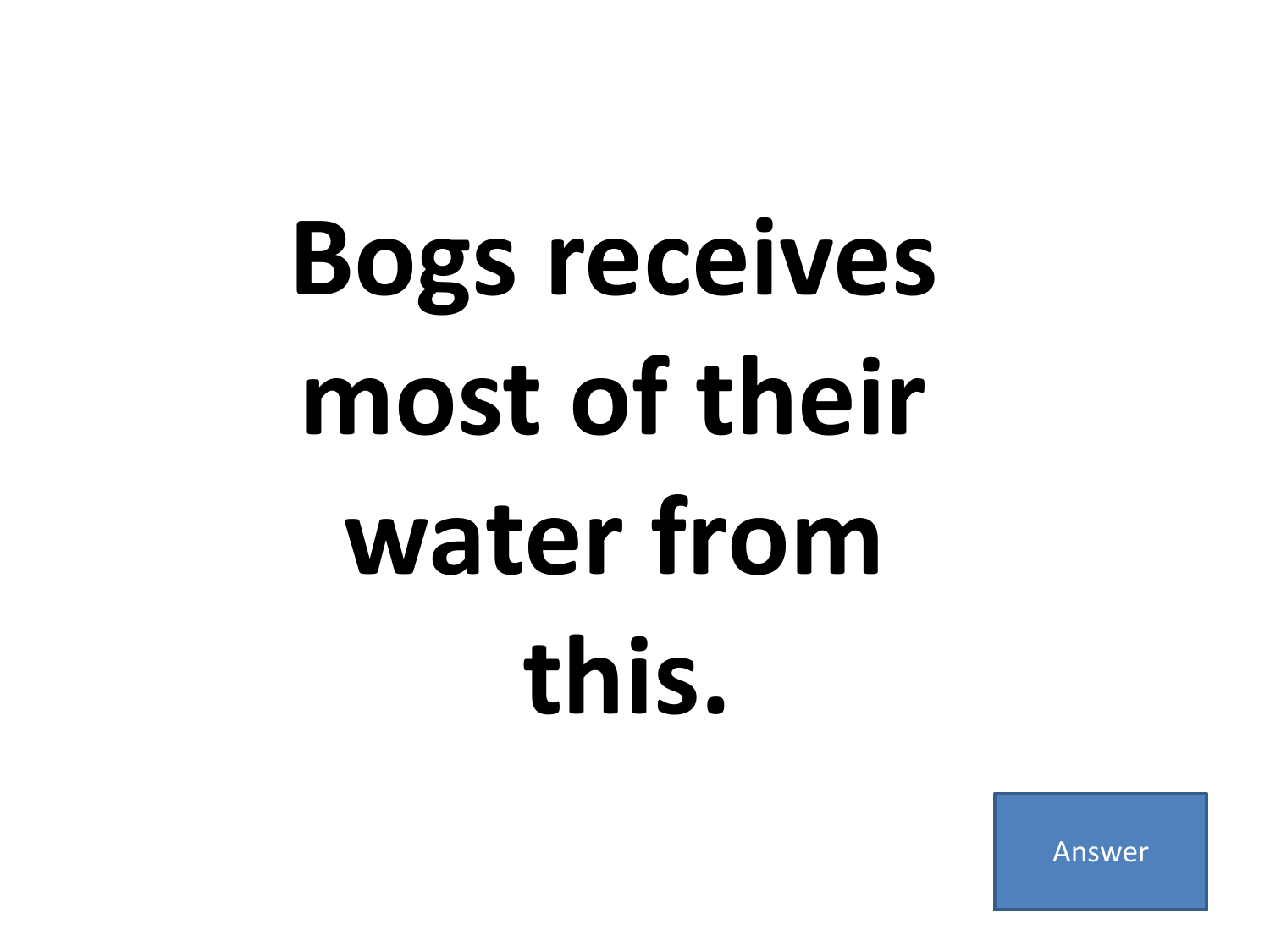# Bogs receives most of their water from this.

Answer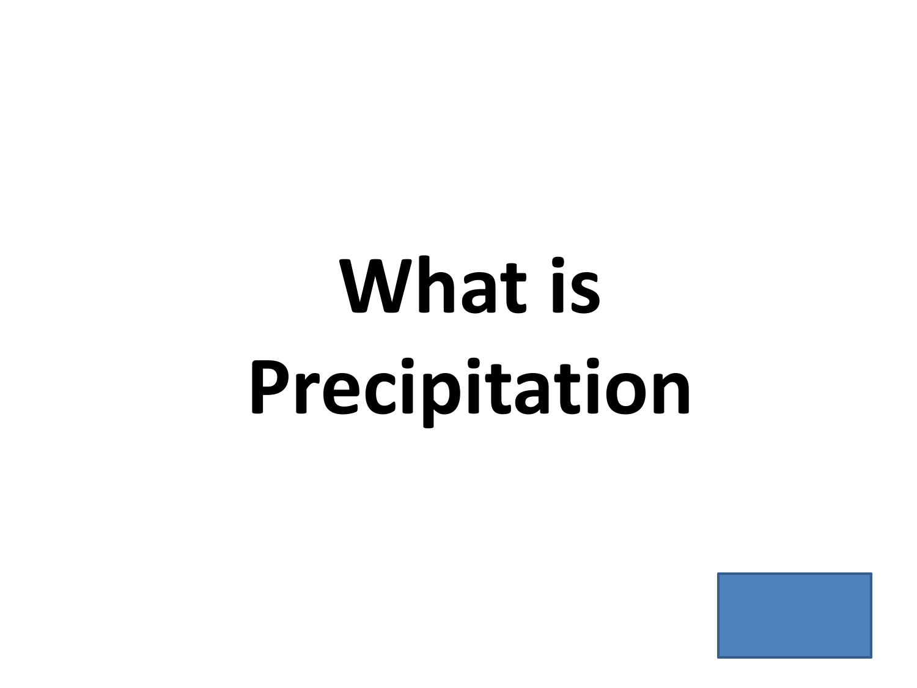**What is Precipitation**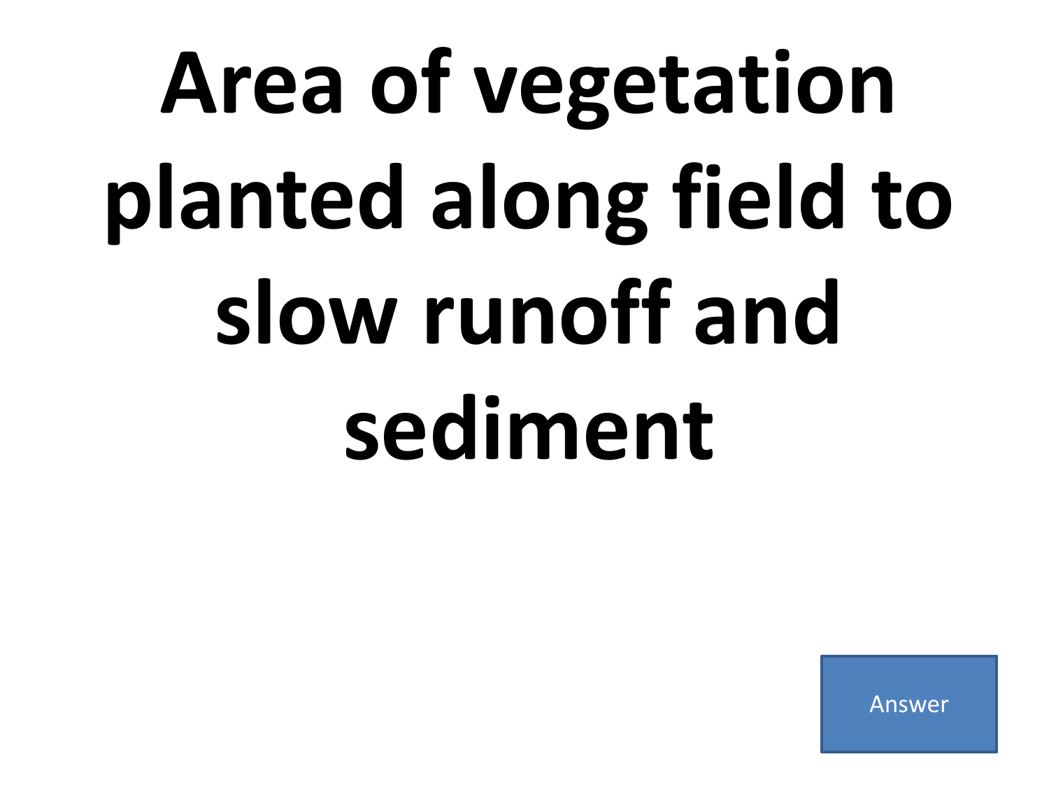# Area of vegetation planted along field to slow runoff and sediment

Answer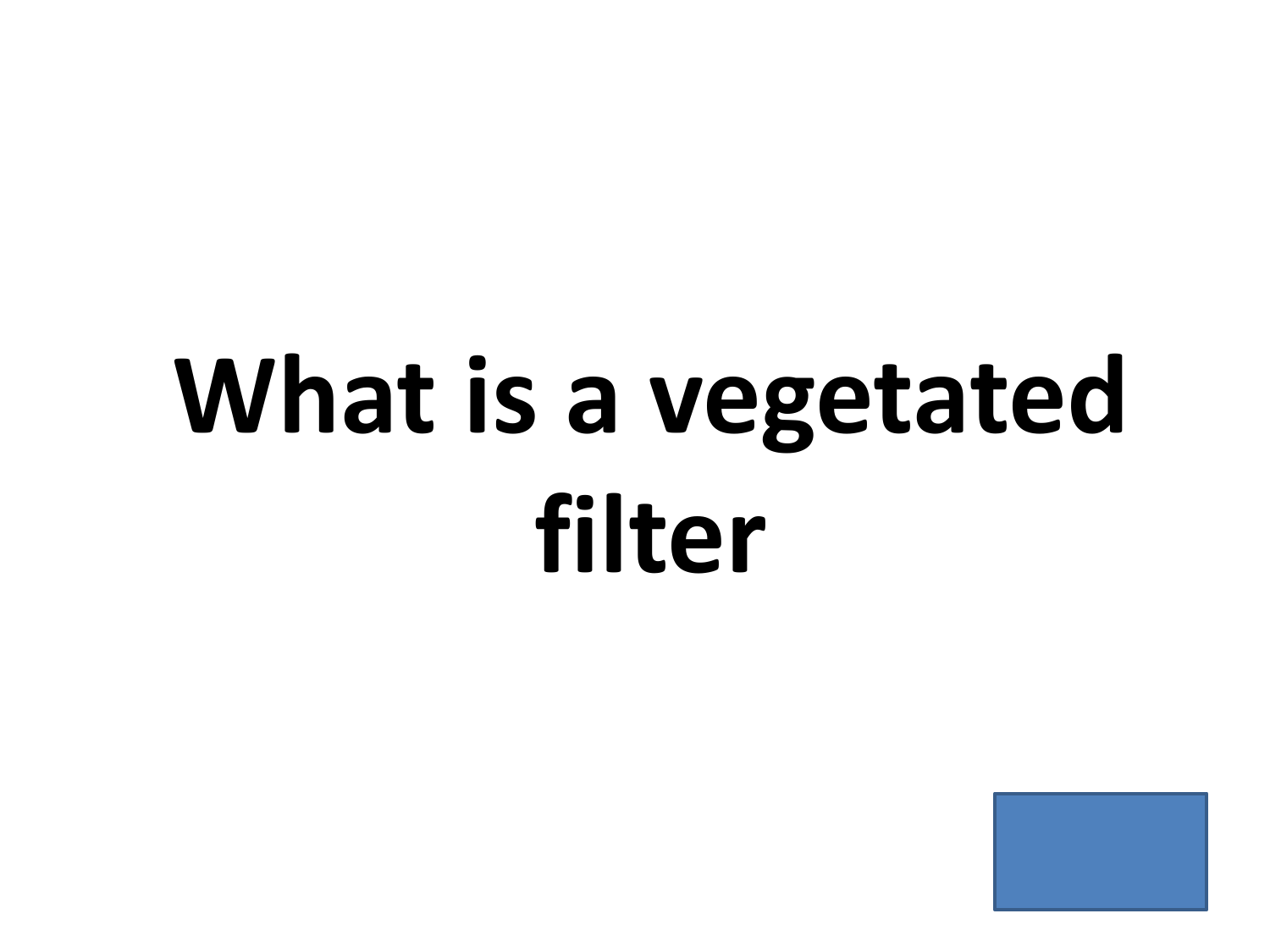# What is a vegetated filter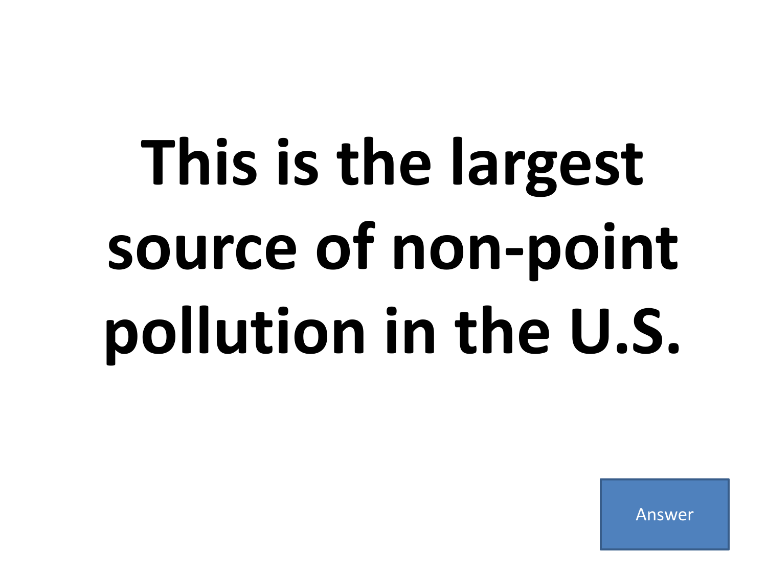# This is the largest source of non-point pollution in the U.S.

Answer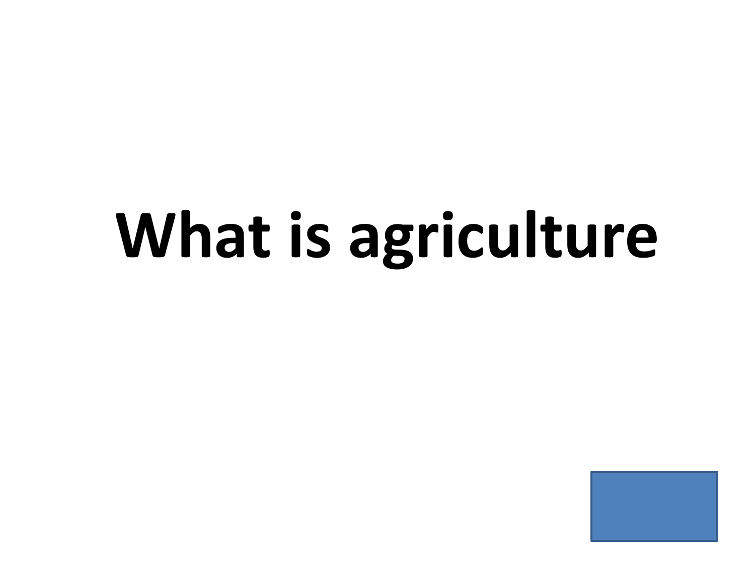# What is agriculture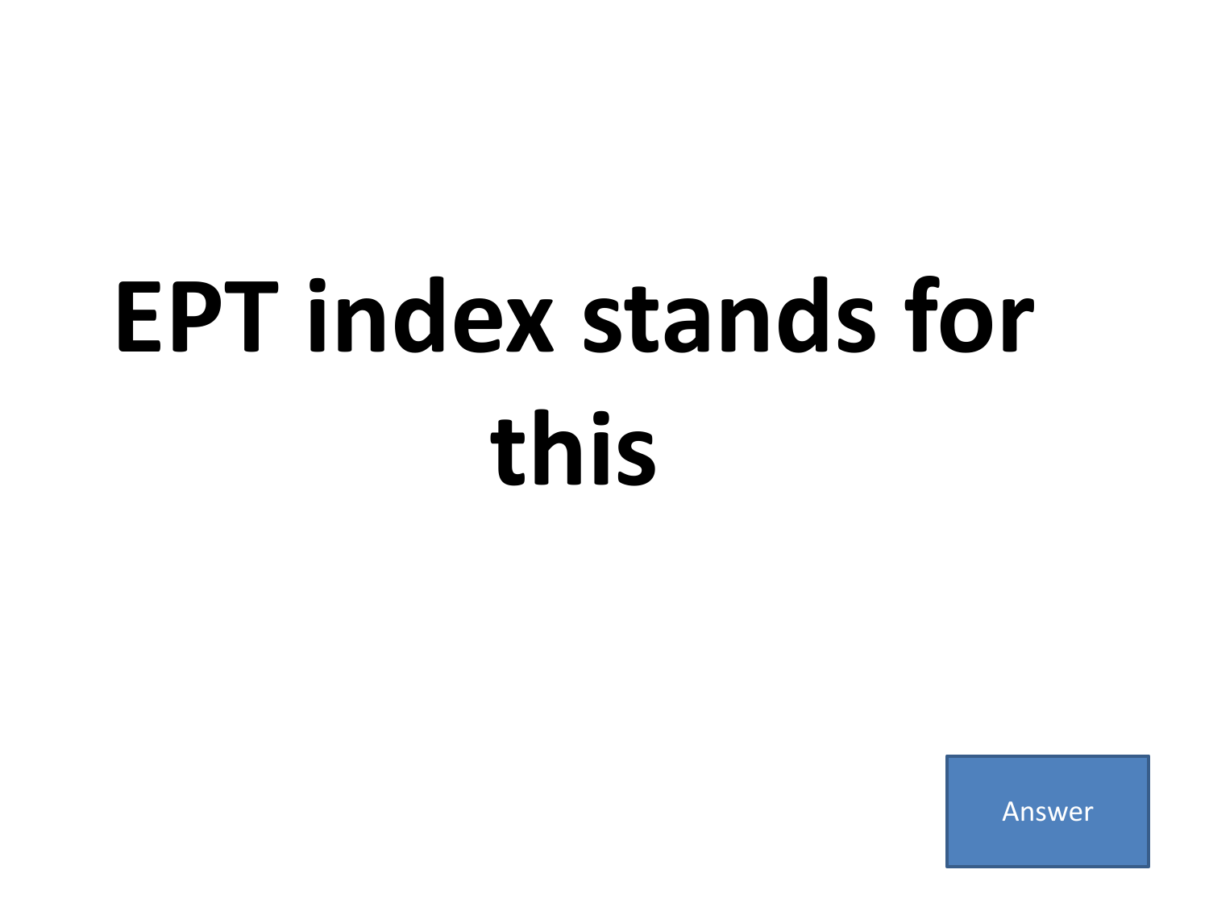# EPT index stands for this

Answer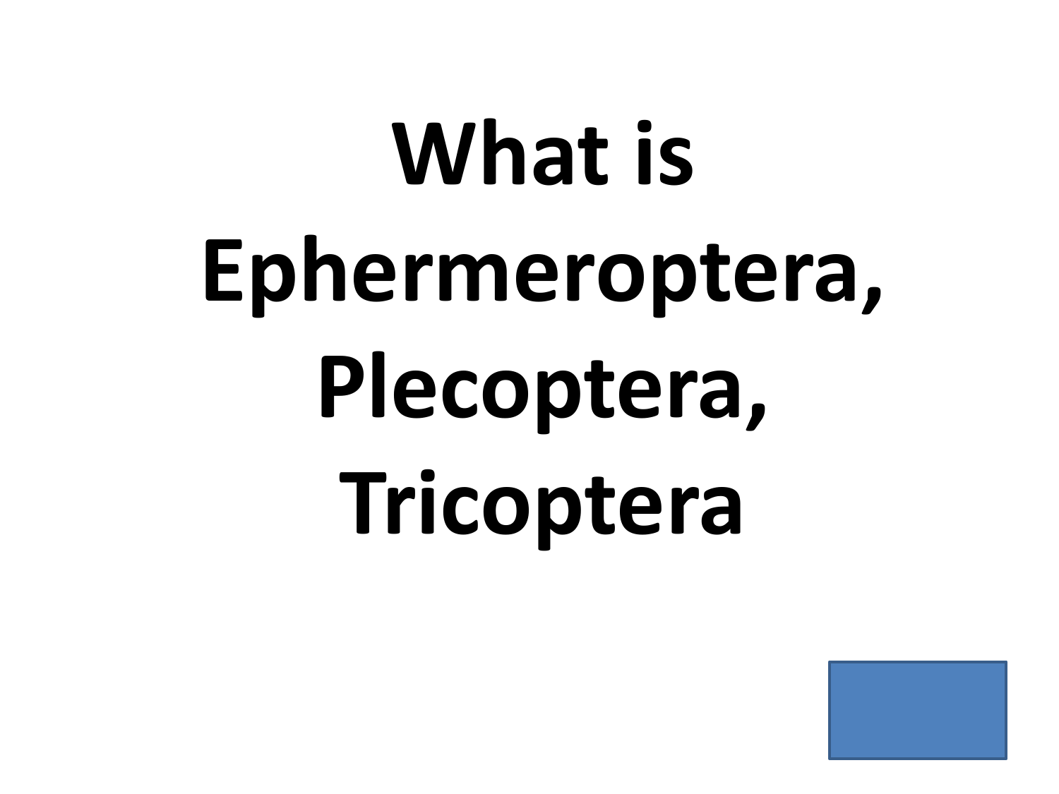# What is Ephermeroptera, Plecoptera, Tricoptera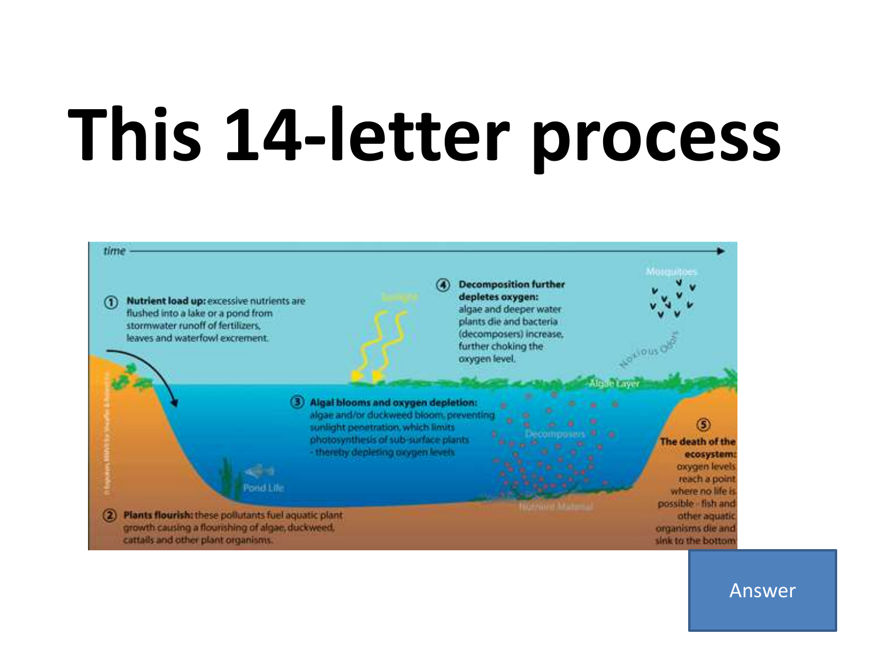# This 14-letter process

time

① **Nutrient load up:** excessive nutrients are flushed into a lake or a pond from stormwater runoff of fertilizers, leaves and waterfowl excrement.

② **Plants flourish:** these pollutants fuel aquatic plant growth causing a flourishing of algae, duckweed, cattails and other plant organisms.

③ **Algal blooms and oxygen depletion:** algae and/or duckweed bloom, preventing sunlight penetration, which limits photosynthesis of sub-surface plants - thereby depleting oxygen levels

④ **Decomposition further depletes oxygen:** algae and deeper water plants die and bacteria (decomposers) increase, further choking the oxygen level.

⑤ **The death of the ecosystem:** oxygen levels reach a point where no life is possible - fish and other aquatic organisms die and sink to the bottom

Sunlight

Mosquitoes

Noxious Odors

Algae Layer

Decomposers

Pond Life

Nutrient Material

Answer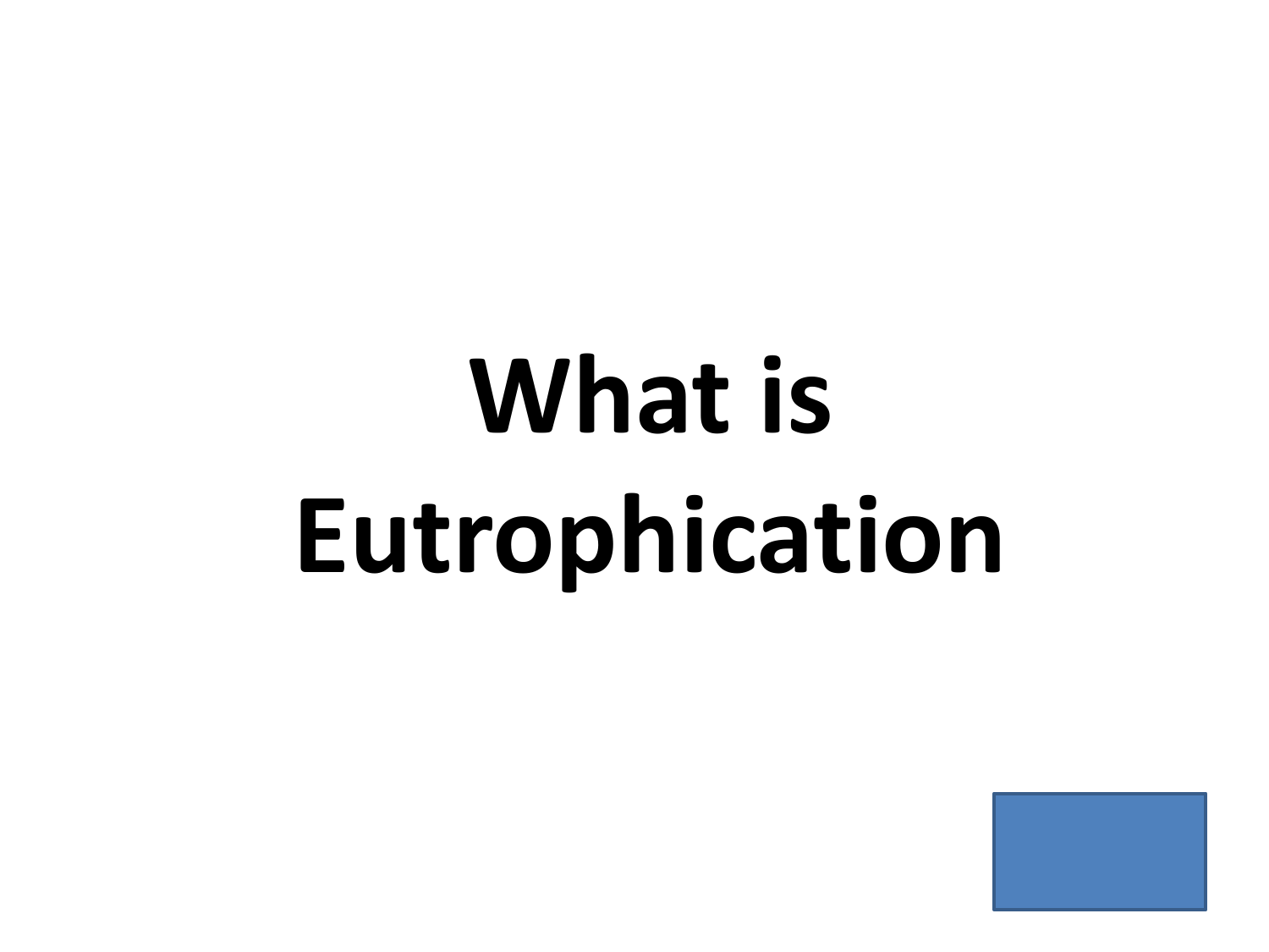# What is Eutrophication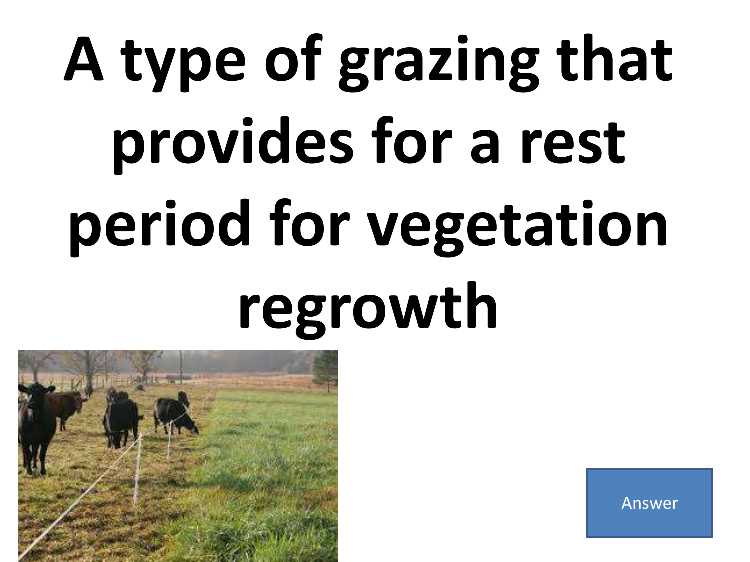# A type of grazing that provides for a rest period for vegetation regrowth

Answer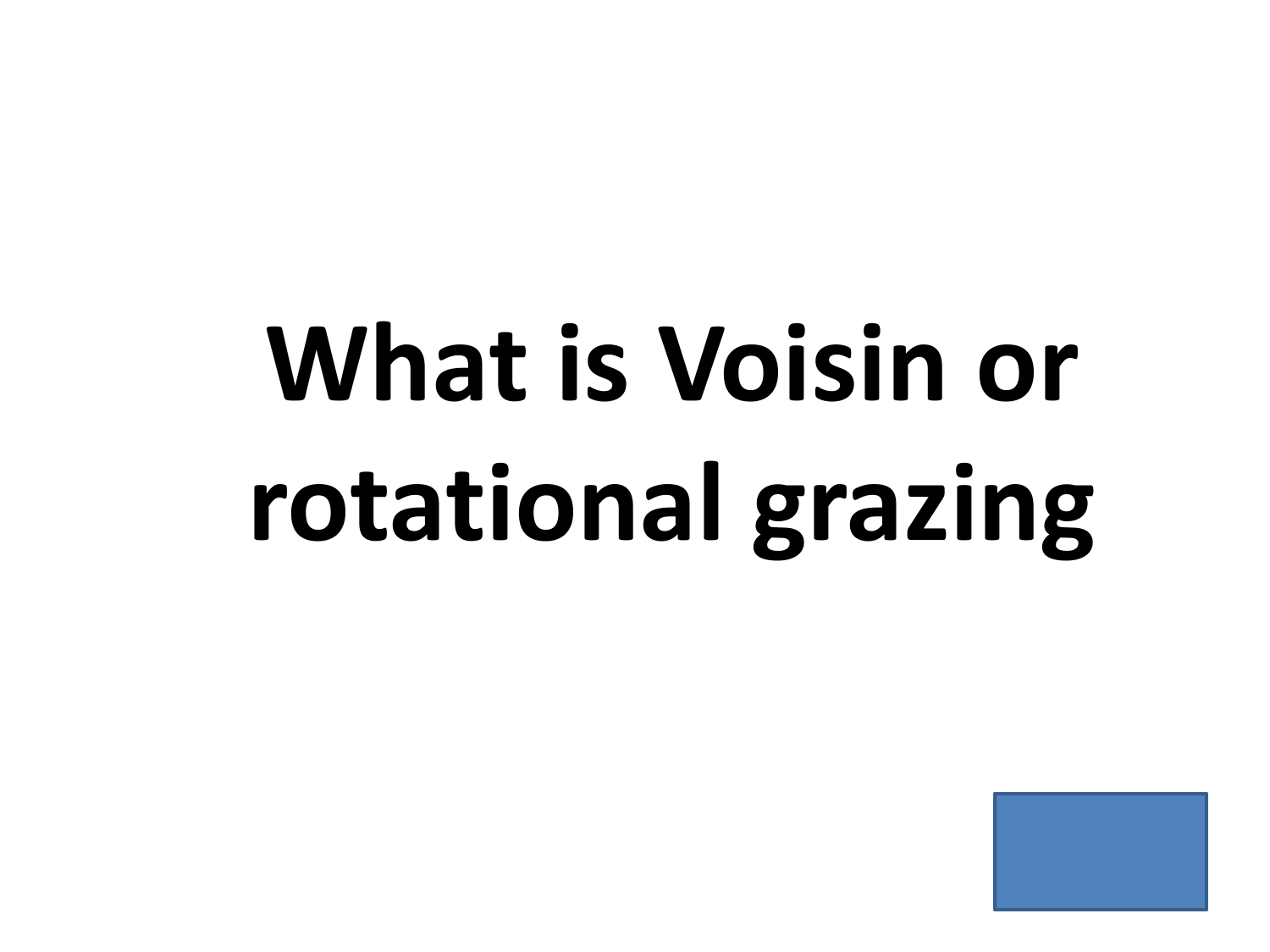# What is Voisin or rotational grazing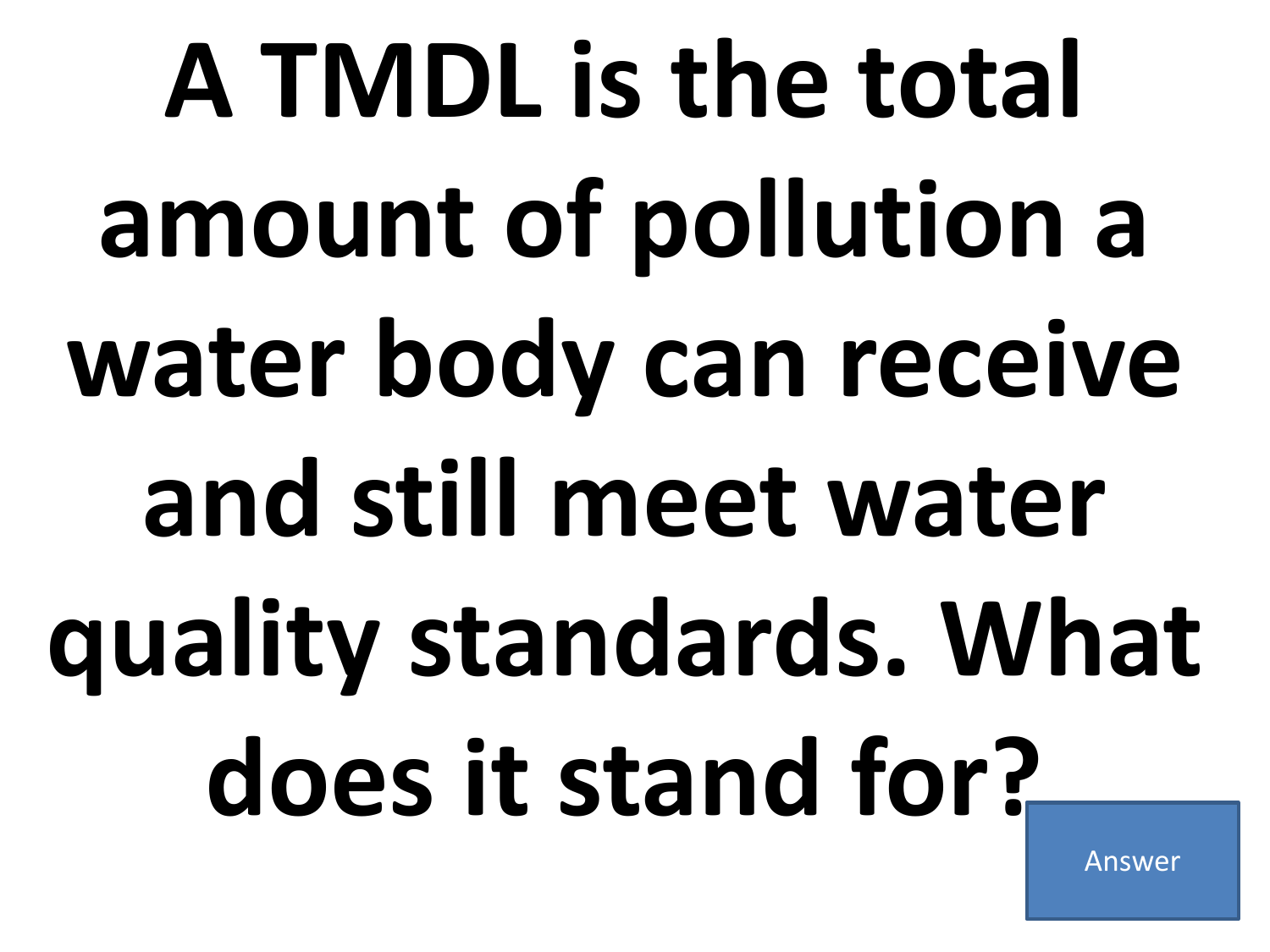# A TMDL is the total amount of pollution a water body can receive and still meet water quality standards. What does it stand for?

Answer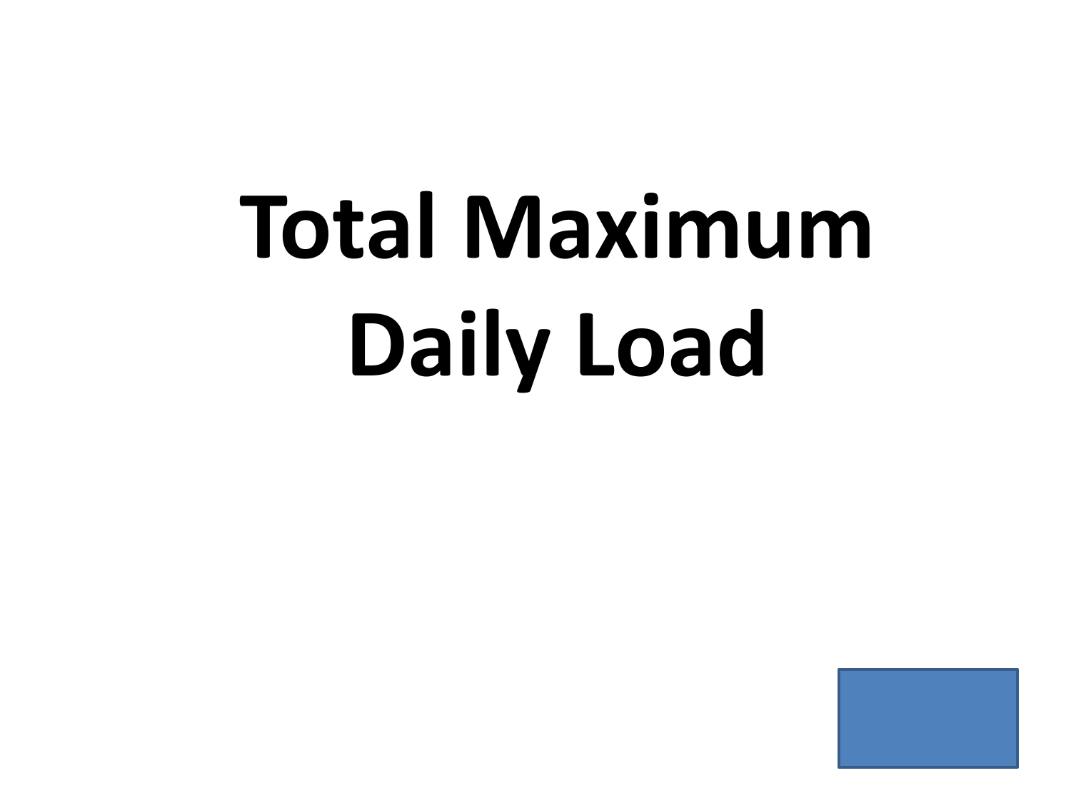# Total Maximum Daily Load